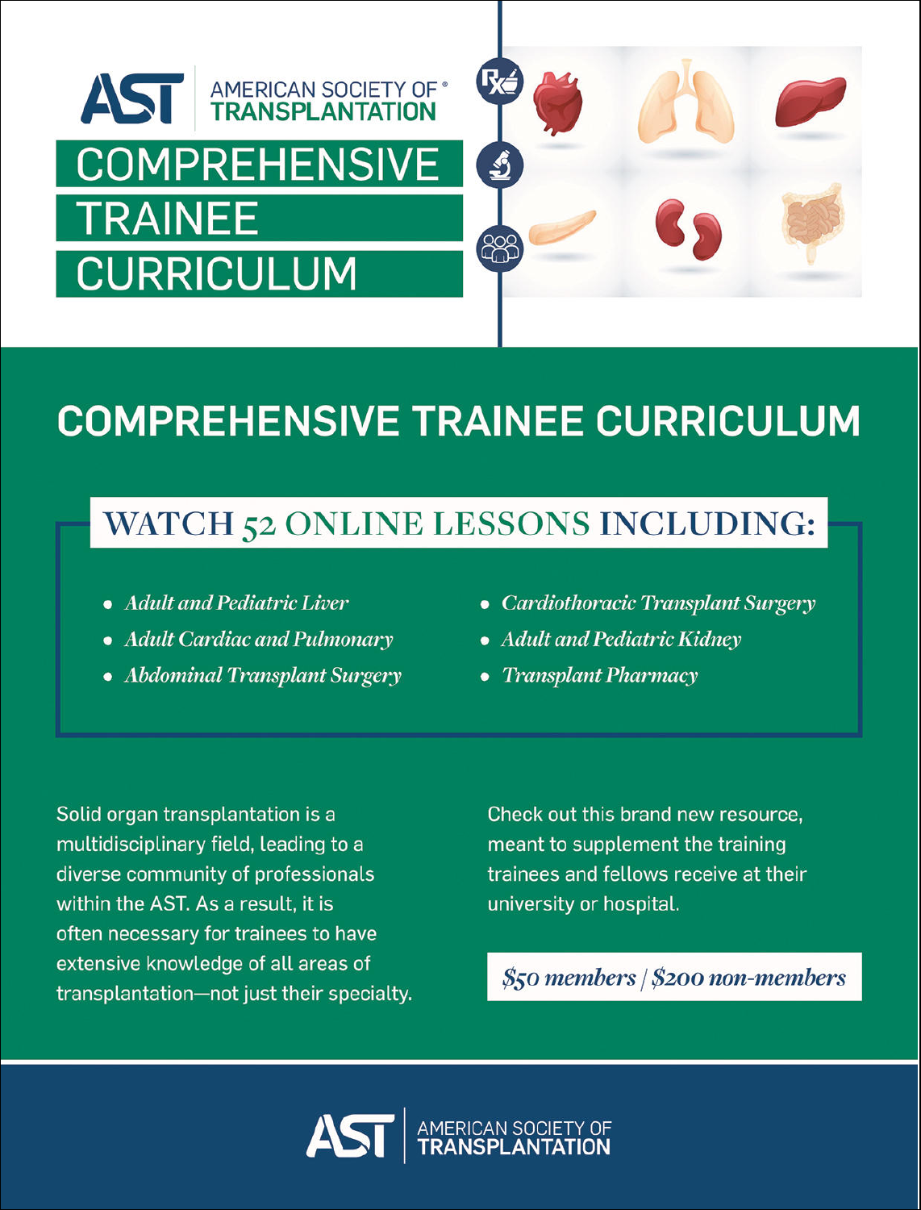AST | AMERICAN SOCIETY OF® TRANSPLANTATION

# COMPREHENSIVE TRAINEE CURRICULUM

## COMPREHENSIVE TRAINEE CURRICULUM

### WATCH 52 ONLINE LESSONS INCLUDING:

- *Adult and Pediatric Liver*
- *Adult Cardiac and Pulmonary*
- *Abdominal Transplant Surgery*
- *Cardiothoracic Transplant Surgery*
- *Adult and Pediatric Kidney*
- *Transplant Pharmacy*

Solid organ transplantation is a multidisciplinary field, leading to a diverse community of professionals within the AST. As a result, it is often necessary for trainees to have extensive knowledge of all areas of transplantation—not just their specialty.

Check out this brand new resource, meant to supplement the training trainees and fellows receive at their university or hospital.

***$50 members | $200 non-members***

AST | AMERICAN SOCIETY OF TRANSPLANTATION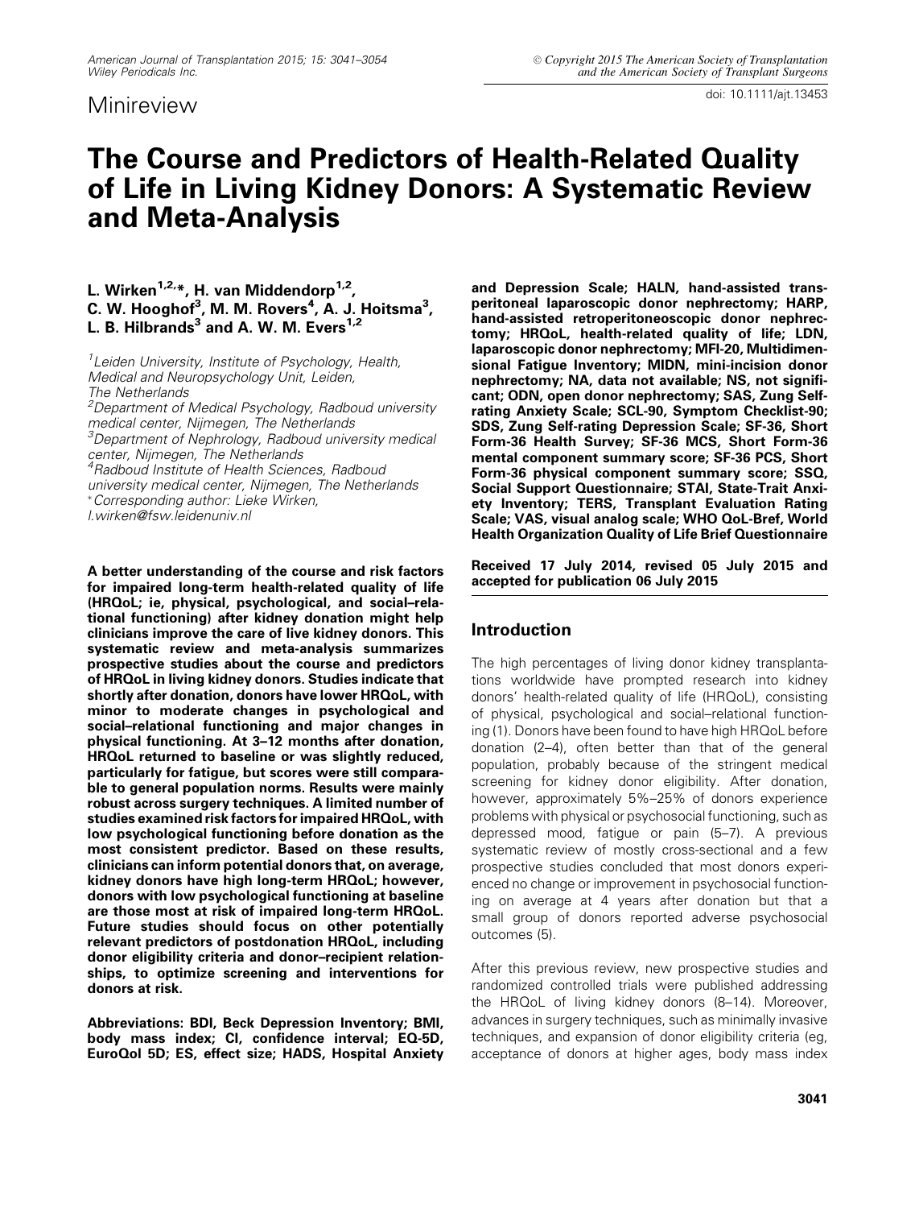# Minireview

# The Course and Predictors of Health-Related Quality of Life in Living Kidney Donors: A Systematic Review and Meta-Analysis

**L. Wirken[1,2,*], H. van Middendorp[1,2], C. W. Hooghof[3], M. M. Rovers[4], A. J. Hoitsma[3], L. B. Hilbrands[3] and A. W. M. Evers[1,2]**

[1]Leiden University, Institute of Psychology, Health, Medical and Neuropsychology Unit, Leiden, The Netherlands
[2]Department of Medical Psychology, Radboud university medical center, Nijmegen, The Netherlands
[3]Department of Nephrology, Radboud university medical center, Nijmegen, The Netherlands
[4]Radboud Institute of Health Sciences, Radboud university medical center, Nijmegen, The Netherlands
*Corresponding author: Lieke Wirken, l.wirken@fsw.leidenuniv.nl

**A better understanding of the course and risk factors for impaired long-term health-related quality of life (HRQoL; ie, physical, psychological, and social–relational functioning) after kidney donation might help clinicians improve the care of live kidney donors. This systematic review and meta-analysis summarizes prospective studies about the course and predictors of HRQoL in living kidney donors. Studies indicate that shortly after donation, donors have lower HRQoL, with minor to moderate changes in psychological and social–relational functioning and major changes in physical functioning. At 3–12 months after donation, HRQoL returned to baseline or was slightly reduced, particularly for fatigue, but scores were still comparable to general population norms. Results were mainly robust across surgery techniques. A limited number of studies examined risk factors for impaired HRQoL, with low psychological functioning before donation as the most consistent predictor. Based on these results, clinicians can inform potential donors that, on average, kidney donors have high long-term HRQoL; however, donors with low psychological functioning at baseline are those most at risk of impaired long-term HRQoL. Future studies should focus on other potentially relevant predictors of postdonation HRQoL, including donor eligibility criteria and donor–recipient relationships, to optimize screening and interventions for donors at risk.**

**Abbreviations: BDI, Beck Depression Inventory; BMI, body mass index; CI, confidence interval; EQ-5D, EuroQol 5D; ES, effect size; HADS, Hospital Anxiety and Depression Scale; HALN, hand-assisted transperitoneal laparoscopic donor nephrectomy; HARP, hand-assisted retroperitoneoscopic donor nephrectomy; HRQoL, health-related quality of life; LDN, laparoscopic donor nephrectomy; MFI-20, Multidimensional Fatigue Inventory; MIDN, mini-incision donor nephrectomy; NA, data not available; NS, not significant; ODN, open donor nephrectomy; SAS, Zung Self-rating Anxiety Scale; SCL-90, Symptom Checklist-90; SDS, Zung Self-rating Depression Scale; SF-36, Short Form-36 Health Survey; SF-36 MCS, Short Form-36 mental component summary score; SF-36 PCS, Short Form-36 physical component summary score; SSQ, Social Support Questionnaire; STAI, State-Trait Anxiety Inventory; TERS, Transplant Evaluation Rating Scale; VAS, visual analog scale; WHO QoL-Bref, World Health Organization Quality of Life Brief Questionnaire**

**Received 17 July 2014, revised 05 July 2015 and accepted for publication 06 July 2015**

## Introduction

The high percentages of living donor kidney transplantations worldwide have prompted research into kidney donors' health-related quality of life (HRQoL), consisting of physical, psychological and social–relational functioning (1). Donors have been found to have high HRQoL before donation (2–4), often better than that of the general population, probably because of the stringent medical screening for kidney donor eligibility. After donation, however, approximately 5%–25% of donors experience problems with physical or psychosocial functioning, such as depressed mood, fatigue or pain (5–7). A previous systematic review of mostly cross-sectional and a few prospective studies concluded that most donors experienced no change or improvement in psychosocial functioning on average at 4 years after donation but that a small group of donors reported adverse psychosocial outcomes (5).

After this previous review, new prospective studies and randomized controlled trials were published addressing the HRQoL of living kidney donors (8–14). Moreover, advances in surgery techniques, such as minimally invasive techniques, and expansion of donor eligibility criteria (eg, acceptance of donors at higher ages, body mass index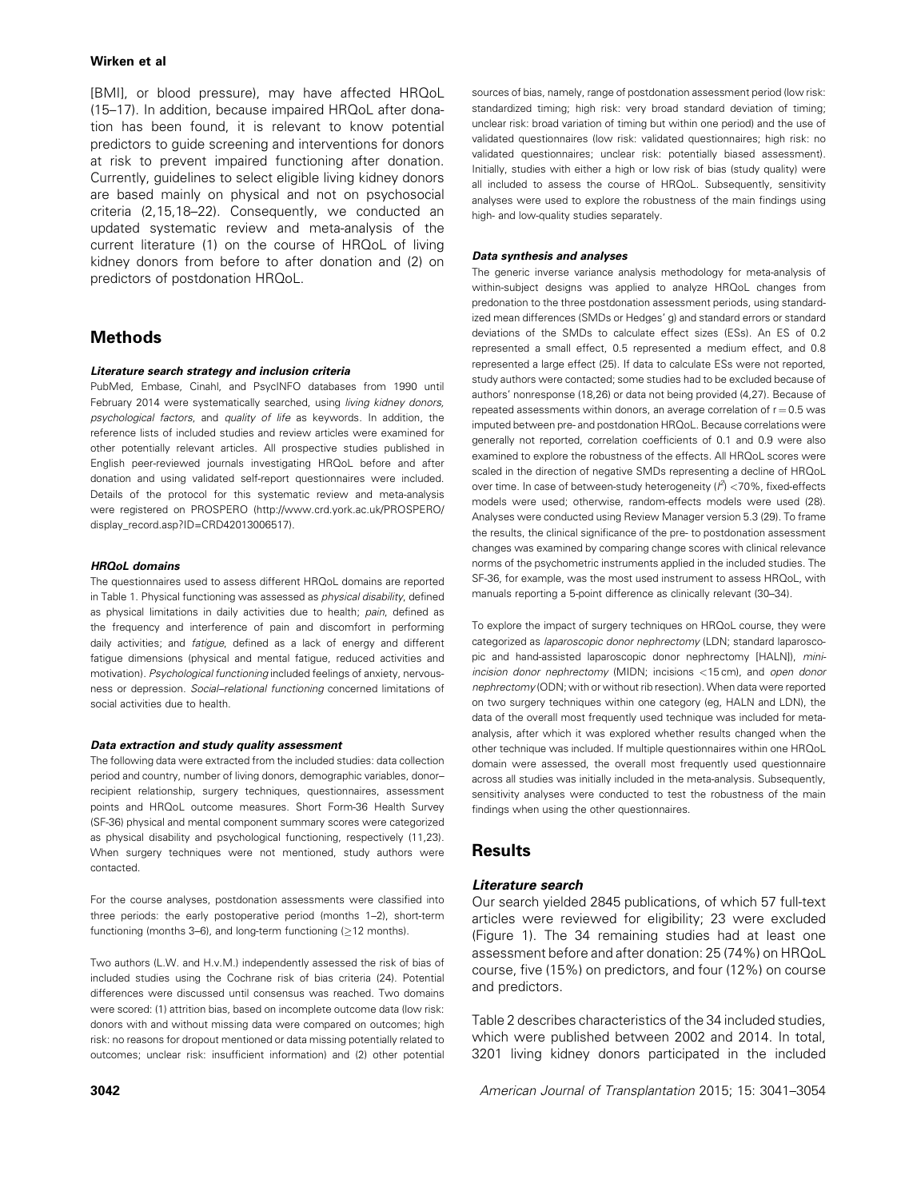[BMI], or blood pressure), may have affected HRQoL (15–17). In addition, because impaired HRQoL after donation has been found, it is relevant to know potential predictors to guide screening and interventions for donors at risk to prevent impaired functioning after donation. Currently, guidelines to select eligible living kidney donors are based mainly on physical and not on psychosocial criteria (2,15,18–22). Consequently, we conducted an updated systematic review and meta-analysis of the current literature (1) on the course of HRQoL of living kidney donors from before to after donation and (2) on predictors of postdonation HRQoL.

## Methods

#### *Literature search strategy and inclusion criteria*

PubMed, Embase, Cinahl, and PsycINFO databases from 1990 until February 2014 were systematically searched, using *living kidney donors*, *psychological factors*, and *quality of life* as keywords. In addition, the reference lists of included studies and review articles were examined for other potentially relevant articles. All prospective studies published in English peer-reviewed journals investigating HRQoL before and after donation and using validated self-report questionnaires were included. Details of the protocol for this systematic review and meta-analysis were registered on PROSPERO (http://www.crd.york.ac.uk/PROSPERO/display_record.asp?ID=CRD42013006517).

#### *HRQoL domains*

The questionnaires used to assess different HRQoL domains are reported in Table 1. Physical functioning was assessed as *physical disability*, defined as physical limitations in daily activities due to health; *pain*, defined as the frequency and interference of pain and discomfort in performing daily activities; and *fatigue*, defined as a lack of energy and different fatigue dimensions (physical and mental fatigue, reduced activities and motivation). *Psychological functioning* included feelings of anxiety, nervousness or depression. *Social–relational functioning* concerned limitations of social activities due to health.

#### *Data extraction and study quality assessment*

The following data were extracted from the included studies: data collection period and country, number of living donors, demographic variables, donor–recipient relationship, surgery techniques, questionnaires, assessment points and HRQoL outcome measures. Short Form-36 Health Survey (SF-36) physical and mental component summary scores were categorized as physical disability and psychological functioning, respectively (11,23). When surgery techniques were not mentioned, study authors were contacted.

For the course analyses, postdonation assessments were classified into three periods: the early postoperative period (months 1–2), short-term functioning (months 3–6), and long-term functioning ($\geq$12 months).

Two authors (L.W. and H.v.M.) independently assessed the risk of bias of included studies using the Cochrane risk of bias criteria (24). Potential differences were discussed until consensus was reached. Two domains were scored: (1) attrition bias, based on incomplete outcome data (low risk: donors with and without missing data were compared on outcomes; high risk: no reasons for dropout mentioned or data missing potentially related to outcomes; unclear risk: insufficient information) and (2) other potential sources of bias, namely, range of postdonation assessment period (low risk: standardized timing; high risk: very broad standard deviation of timing; unclear risk: broad variation of timing but within one period) and the use of validated questionnaires (low risk: validated questionnaires; high risk: no validated questionnaires; unclear risk: potentially biased assessment). Initially, studies with either a high or low risk of bias (study quality) were all included to assess the course of HRQoL. Subsequently, sensitivity analyses were used to explore the robustness of the main findings using high- and low-quality studies separately.

#### *Data synthesis and analyses*

The generic inverse variance analysis methodology for meta-analysis of within-subject designs was applied to analyze HRQoL changes from predonation to the three postdonation assessment periods, using standardized mean differences (SMDs or Hedges' g) and standard errors or standard deviations of the SMDs to calculate effect sizes (ESs). An ES of 0.2 represented a small effect, 0.5 represented a medium effect, and 0.8 represented a large effect (25). If data to calculate ESs were not reported, study authors were contacted; some studies had to be excluded because of authors' nonresponse (18,26) or data not being provided (4,27). Because of repeated assessments within donors, an average correlation of $r = 0.5$ was imputed between pre- and postdonation HRQoL. Because correlations were generally not reported, correlation coefficients of 0.1 and 0.9 were also examined to explore the robustness of the effects. All HRQoL scores were scaled in the direction of negative SMDs representing a decline of HRQoL over time. In case of between-study heterogeneity ($I^2$) <70%, fixed-effects models were used; otherwise, random-effects models were used (28). Analyses were conducted using Review Manager version 5.3 (29). To frame the results, the clinical significance of the pre- to postdonation assessment changes was examined by comparing change scores with clinical relevance norms of the psychometric instruments applied in the included studies. The SF-36, for example, was the most used instrument to assess HRQoL, with manuals reporting a 5-point difference as clinically relevant (30–34).

To explore the impact of surgery techniques on HRQoL course, they were categorized as *laparoscopic donor nephrectomy* (LDN; standard laparoscopic and hand-assisted laparoscopic donor nephrectomy [HALN]), *mini-incision donor nephrectomy* (MIDN; incisions <15 cm), and *open donor nephrectomy* (ODN; with or without rib resection). When data were reported on two surgery techniques within one category (eg, HALN and LDN), the data of the overall most frequently used technique was included for meta-analysis, after which it was explored whether results changed when the other technique was included. If multiple questionnaires within one HRQoL domain were assessed, the overall most frequently used questionnaire across all studies was initially included in the meta-analysis. Subsequently, sensitivity analyses were conducted to test the robustness of the main findings when using the other questionnaires.

## Results

### *Literature search*

Our search yielded 2845 publications, of which 57 full-text articles were reviewed for eligibility; 23 were excluded (Figure 1). The 34 remaining studies had at least one assessment before and after donation: 25 (74%) on HRQoL course, five (15%) on predictors, and four (12%) on course and predictors.

Table 2 describes characteristics of the 34 included studies, which were published between 2002 and 2014. In total, 3201 living kidney donors participated in the included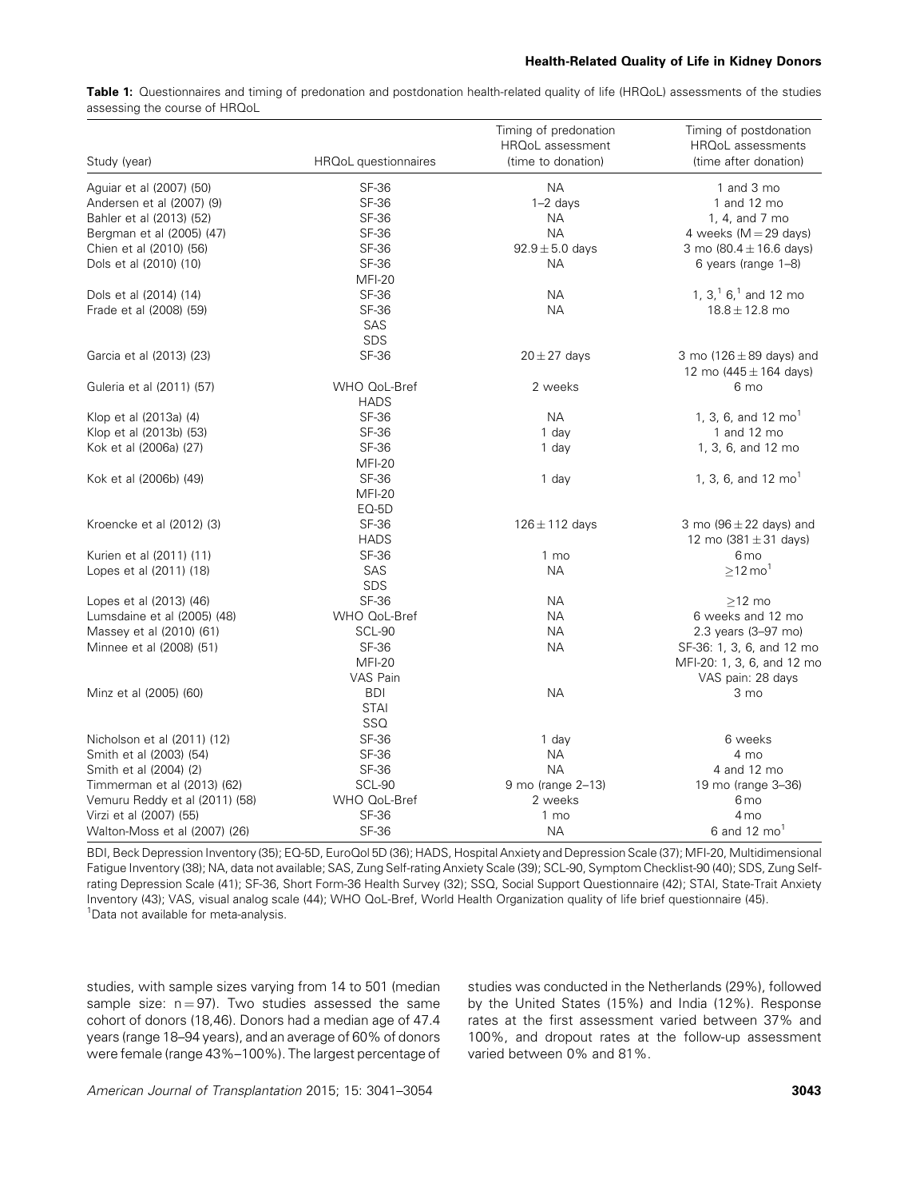**Table 1:** Questionnaires and timing of predonation and postdonation health-related quality of life (HRQoL) assessments of the studies assessing the course of HRQoL

| Study (year) | HRQoL questionnaires | Timing of predonation HRQoL assessment (time to donation) | Timing of postdonation HRQoL assessments (time after donation) |
|---|---|---|---|
| Aguiar et al (2007) (50) | SF-36 | NA | 1 and 3 mo |
| Andersen et al (2007) (9) | SF-36 | 1–2 days | 1 and 12 mo |
| Bahler et al (2013) (52) | SF-36 | NA | 1, 4, and 7 mo |
| Bergman et al (2005) (47) | SF-36 | NA | 4 weeks (M = 29 days) |
| Chien et al (2010) (56) | SF-36 | 92.9 ± 5.0 days | 3 mo (80.4 ± 16.6 days) |
| Dols et al (2010) (10) | SF-36<br>MFI-20 | NA | 6 years (range 1–8) |
| Dols et al (2014) (14) | SF-36 | NA | 1, 3,[1] 6,[1] and 12 mo |
| Frade et al (2008) (59) | SF-36<br>SAS<br>SDS | NA | 18.8 ± 12.8 mo |
| Garcia et al (2013) (23) | SF-36 | 20 ± 27 days | 3 mo (126 ± 89 days) and 12 mo (445 ± 164 days) |
| Guleria et al (2011) (57) | WHO QoL-Bref<br>HADS | 2 weeks | 6 mo |
| Klop et al (2013a) (4) | SF-36 | NA | 1, 3, 6, and 12 mo[1] |
| Klop et al (2013b) (53) | SF-36 | 1 day | 1 and 12 mo |
| Kok et al (2006a) (27) | SF-36<br>MFI-20 | 1 day | 1, 3, 6, and 12 mo |
| Kok et al (2006b) (49) | SF-36<br>MFI-20<br>EQ-5D | 1 day | 1, 3, 6, and 12 mo[1] |
| Kroencke et al (2012) (3) | SF-36<br>HADS | 126 ± 112 days | 3 mo (96 ± 22 days) and 12 mo (381 ± 31 days) |
| Kurien et al (2011) (11) | SF-36 | 1 mo | 6 mo |
| Lopes et al (2011) (18) | SAS<br>SDS | NA | ≥12 mo[1] |
| Lopes et al (2013) (46) | SF-36 | NA | ≥12 mo |
| Lumsdaine et al (2005) (48) | WHO QoL-Bref | NA | 6 weeks and 12 mo |
| Massey et al (2010) (61) | SCL-90 | NA | 2.3 years (3–97 mo) |
| Minnee et al (2008) (51) | SF-36<br>MFI-20<br>VAS Pain | NA | SF-36: 1, 3, 6, and 12 mo<br>MFI-20: 1, 3, 6, and 12 mo<br>VAS pain: 28 days |
| Minz et al (2005) (60) | BDI<br>STAI<br>SSQ | NA | 3 mo |
| Nicholson et al (2011) (12) | SF-36 | 1 day | 6 weeks |
| Smith et al (2003) (54) | SF-36 | NA | 4 mo |
| Smith et al (2004) (2) | SF-36 | NA | 4 and 12 mo |
| Timmerman et al (2013) (62) | SCL-90 | 9 mo (range 2–13) | 19 mo (range 3–36) |
| Vemuru Reddy et al (2011) (58) | WHO QoL-Bref | 2 weeks | 6 mo |
| Virzi et al (2007) (55) | SF-36 | 1 mo | 4 mo |
| Walton-Moss et al (2007) (26) | SF-36 | NA | 6 and 12 mo[1] |

BDI, Beck Depression Inventory (35); EQ-5D, EuroQol 5D (36); HADS, Hospital Anxiety and Depression Scale (37); MFI-20, Multidimensional Fatigue Inventory (38); NA, data not available; SAS, Zung Self-rating Anxiety Scale (39); SCL-90, Symptom Checklist-90 (40); SDS, Zung Self-rating Depression Scale (41); SF-36, Short Form-36 Health Survey (32); SSQ, Social Support Questionnaire (42); STAI, State-Trait Anxiety Inventory (43); VAS, visual analog scale (44); WHO QoL-Bref, World Health Organization quality of life brief questionnaire (45).
[1]Data not available for meta-analysis.

studies, with sample sizes varying from 14 to 501 (median sample size: n = 97). Two studies assessed the same cohort of donors (18,46). Donors had a median age of 47.4 years (range 18–94 years), and an average of 60% of donors were female (range 43%–100%). The largest percentage of studies was conducted in the Netherlands (29%), followed by the United States (15%) and India (12%). Response rates at the first assessment varied between 37% and 100%, and dropout rates at the follow-up assessment varied between 0% and 81%.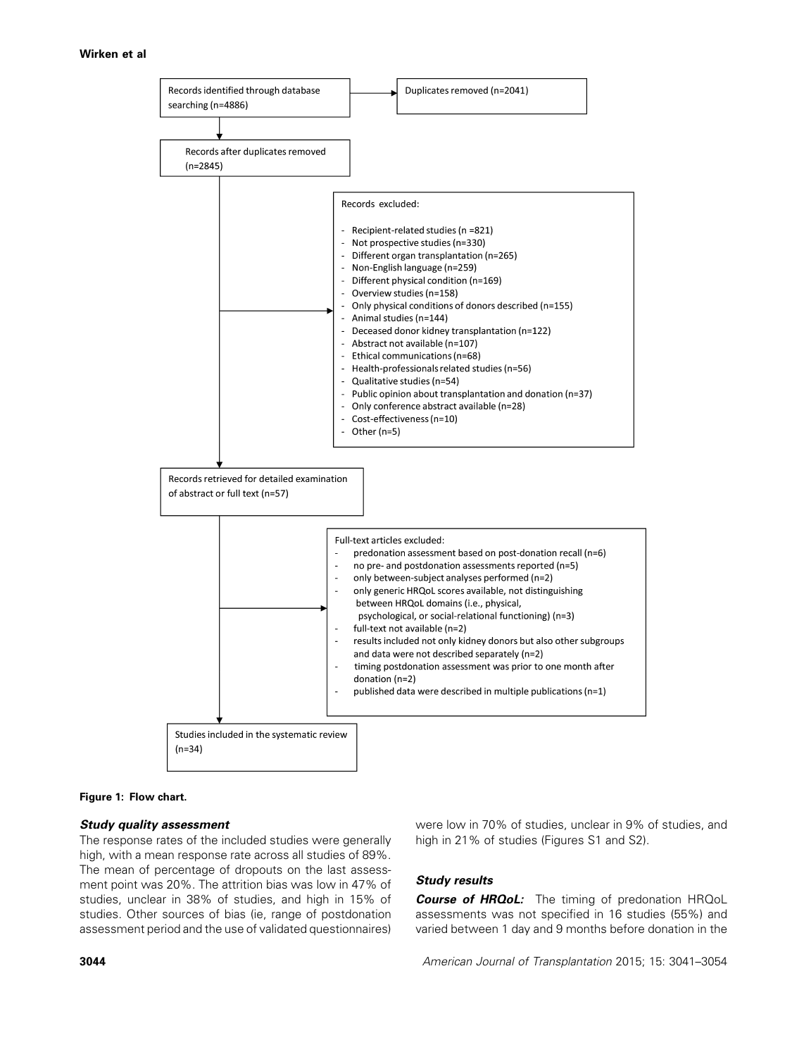Records identified through database searching (n=4886)

Duplicates removed (n=2041)

Records after duplicates removed (n=2845)

Records excluded:

- Recipient-related studies (n =821)
- Not prospective studies (n=330)
- Different organ transplantation (n=265)
- Non-English language (n=259)
- Different physical condition (n=169)
- Overview studies (n=158)
- Only physical conditions of donors described (n=155)
- Animal studies (n=144)
- Deceased donor kidney transplantation (n=122)
- Abstract not available (n=107)
- Ethical communications (n=68)
- Health-professionals related studies (n=56)
- Qualitative studies (n=54)
- Public opinion about transplantation and donation (n=37)
- Only conference abstract available (n=28)
- Cost-effectiveness (n=10)
- Other (n=5)

Records retrieved for detailed examination of abstract or full text (n=57)

Full-text articles excluded:

- predonation assessment based on post-donation recall (n=6)
- no pre- and postdonation assessments reported (n=5)
- only between-subject analyses performed (n=2)
- only generic HRQoL scores available, not distinguishing between HRQoL domains (i.e., physical, psychological, or social-relational functioning) (n=3)
- full-text not available (n=2)
- results included not only kidney donors but also other subgroups and data were not described separately (n=2)
- timing postdonation assessment was prior to one month after donation (n=2)
- published data were described in multiple publications (n=1)

Studies included in the systematic review (n=34)

**Figure 1: Flow chart.**

### *Study quality assessment*

The response rates of the included studies were generally high, with a mean response rate across all studies of 89%. The mean of percentage of dropouts on the last assessment point was 20%. The attrition bias was low in 47% of studies, unclear in 38% of studies, and high in 15% of studies. Other sources of bias (ie, range of postdonation assessment period and the use of validated questionnaires) were low in 70% of studies, unclear in 9% of studies, and high in 21% of studies (Figures S1 and S2).

### *Study results*

***Course of HRQoL:*** The timing of predonation HRQoL assessments was not specified in 16 studies (55%) and varied between 1 day and 9 months before donation in the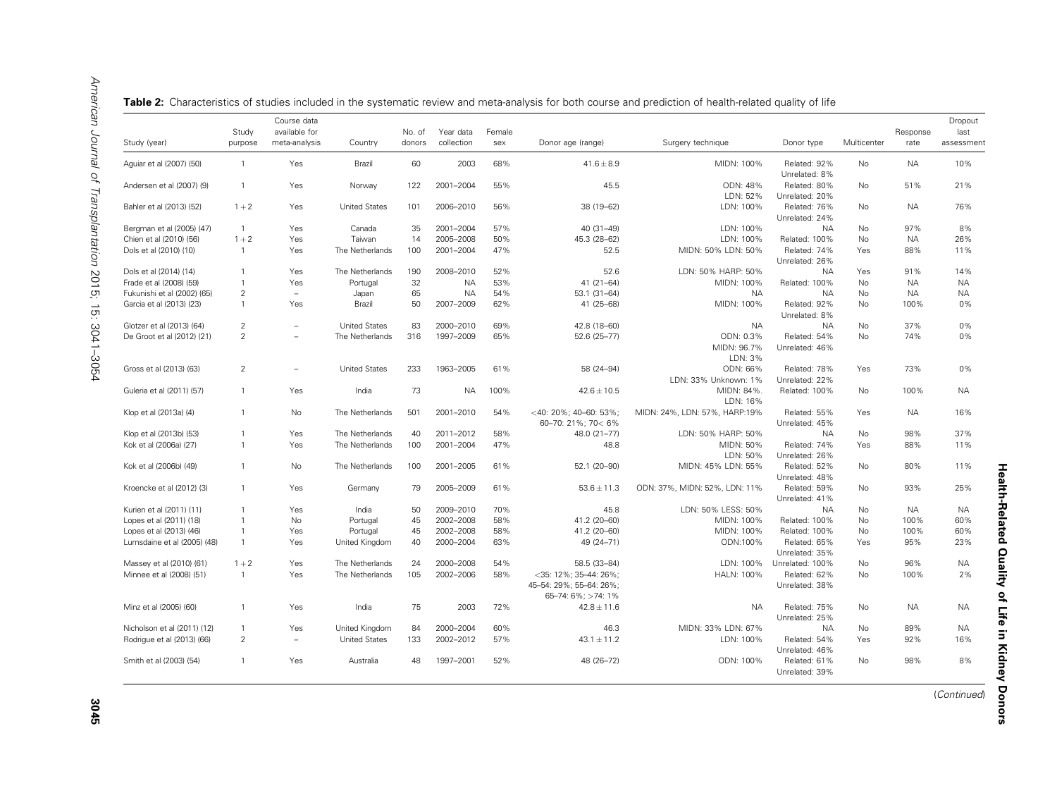**Table 2:** Characteristics of studies included in the systematic review and meta-analysis for both course and prediction of health-related quality of life

| Study (year) | Study purpose | Course data available for meta-analysis | Country | No. of donors | Year data collection | Female sex | Donor age (range) | Surgery technique | Donor type | Multicenter | Response rate | Dropout last assessment |
|---|---|---|---|---|---|---|---|---|---|---|---|---|
| Aguiar et al (2007) (50) | 1 | Yes | Brazil | 60 | 2003 | 68% | $41.6 \pm 8.9$ | MIDN: 100% | Related: 92% Unrelated: 8% | No | NA | 10% |
| Andersen et al (2007) (9) | 1 | Yes | Norway | 122 | 2001–2004 | 55% | 45.5 | ODN: 48% LDN: 52% | Related: 80% Unrelated: 20% | No | 51% | 21% |
| Bahler et al (2013) (52) | 1 + 2 | Yes | United States | 101 | 2006–2010 | 56% | 38 (19–62) | LDN: 100% | Related: 76% Unrelated: 24% | No | NA | 76% |
| Bergman et al (2005) (47) | 1 | Yes | Canada | 35 | 2001–2004 | 57% | 40 (31–49) | LDN: 100% | NA | No | 97% | 8% |
| Chien et al (2010) (56) | 1 + 2 | Yes | Taiwan | 14 | 2005–2008 | 50% | 45.3 (28–62) | LDN: 100% | Related: 100% | No | NA | 26% |
| Dols et al (2010) (10) | 1 | Yes | The Netherlands | 100 | 2001–2004 | 47% | 52.5 | MIDN: 50% LDN: 50% | Related: 74% Unrelated: 26% | Yes | 88% | 11% |
| Dols et al (2014) (14) | 1 | Yes | The Netherlands | 190 | 2008–2010 | 52% | 52.6 | LDN: 50% HARP: 50% | NA | Yes | 91% | 14% |
| Frade et al (2008) (59) | 1 | Yes | Portugal | 32 | NA | 53% | 41 (21–64) | MIDN: 100% | Related: 100% | No | NA | NA |
| Fukunishi et al (2002) (65) | 2 | – | Japan | 65 | NA | 54% | 53.1 (31–64) | NA | NA | No | NA | NA |
| Garcia et al (2013) (23) | 1 | Yes | Brazil | 50 | 2007–2009 | 62% | 41 (25–68) | MIDN: 100% | Related: 92% Unrelated: 8% | No | 100% | 0% |
| Glotzer et al (2013) (64) | 2 | – | United States | 83 | 2000–2010 | 69% | 42.8 (18–60) | NA | NA | No | 37% | 0% |
| De Groot et al (2012) (21) | 2 | – | The Netherlands | 316 | 1997–2009 | 65% | 52.6 (25–77) | ODN: 0.3% MIDN: 96.7% LDN: 3% | Related: 54% Unrelated: 46% | No | 74% | 0% |
| Gross et al (2013) (63) | 2 | – | United States | 233 | 1963–2005 | 61% | 58 (24–94) | ODN: 66% LDN: 33% Unknown: 1% | Related: 78% Unrelated: 22% | Yes | 73% | 0% |
| Guleria et al (2011) (57) | 1 | Yes | India | 73 | NA | 100% | $42.6 \pm 10.5$ | MIDN: 84%. LDN: 16% | Related: 100% | No | 100% | NA |
| Klop et al (2013a) (4) | 1 | No | The Netherlands | 501 | 2001–2010 | 54% | <40: 20%; 40–60: 53%; 60–70: 21%; 70< 6% | MIDN: 24%, LDN: 57%, HARP:19% | Related: 55% Unrelated: 45% | Yes | NA | 16% |
| Klop et al (2013b) (53) | 1 | Yes | The Netherlands | 40 | 2011–2012 | 58% | 48.0 (21–77) | LDN: 50% HARP: 50% | NA | No | 98% | 37% |
| Kok et al (2006a) (27) | 1 | Yes | The Netherlands | 100 | 2001–2004 | 47% | 48.8 | MIDN: 50% LDN: 50% | Related: 74% Unrelated: 26% | Yes | 88% | 11% |
| Kok et al (2006b) (49) | 1 | No | The Netherlands | 100 | 2001–2005 | 61% | 52.1 (20–90) | MIDN: 45% LDN: 55% | Related: 52% Unrelated: 48% | No | 80% | 11% |
| Kroencke et al (2012) (3) | 1 | Yes | Germany | 79 | 2005–2009 | 61% | $53.6 \pm 11.3$ | ODN: 37%, MIDN: 52%, LDN: 11% | Related: 59% Unrelated: 41% | No | 93% | 25% |
| Kurien et al (2011) (11) | 1 | Yes | India | 50 | 2009–2010 | 70% | 45.8 | LDN: 50% LESS: 50% | NA | No | NA | NA |
| Lopes et al (2011) (18) | 1 | No | Portugal | 45 | 2002–2008 | 58% | 41.2 (20–60) | MIDN: 100% | Related: 100% | No | 100% | 60% |
| Lopes et al (2013) (46) | 1 | Yes | Portugal | 45 | 2002–2008 | 58% | 41.2 (20–60) | MIDN: 100% | Related: 100% | No | 100% | 60% |
| Lumsdaine et al (2005) (48) | 1 | Yes | United Kingdom | 40 | 2000–2004 | 63% | 49 (24–71) | ODN:100% | Related: 65% Unrelated: 35% | Yes | 95% | 23% |
| Massey et al (2010) (61) | 1 + 2 | Yes | The Netherlands | 24 | 2000–2008 | 54% | 58.5 (33–84) | LDN: 100% | Unrelated: 100% | No | 96% | NA |
| Minnee et al (2008) (51) | 1 | Yes | The Netherlands | 105 | 2002–2006 | 58% | <35: 12%; 35–44: 26%; 45–54: 29%; 55–64: 26%; 65–74: 6%; >74: 1% | HALN: 100% | Related: 62% Unrelated: 38% | No | 100% | 2% |
| Minz et al (2005) (60) | 1 | Yes | India | 75 | 2003 | 72% | $42.8 \pm 11.6$ | NA | Related: 75% Unrelated: 25% | No | NA | NA |
| Nicholson et al (2011) (12) | 1 | Yes | United Kingdom | 84 | 2000–2004 | 60% | 46.3 | MIDN: 33% LDN: 67% | NA | No | 89% | NA |
| Rodrigue et al (2013) (66) | 2 | – | United States | 133 | 2002–2012 | 57% | $43.1 \pm 11.2$ | LDN: 100% | Related: 54% Unrelated: 46% | Yes | 92% | 16% |
| Smith et al (2003) (54) | 1 | Yes | Australia | 48 | 1997–2001 | 52% | 48 (26–72) | ODN: 100% | Related: 61% Unrelated: 39% | No | 98% | 8% |

(Continued)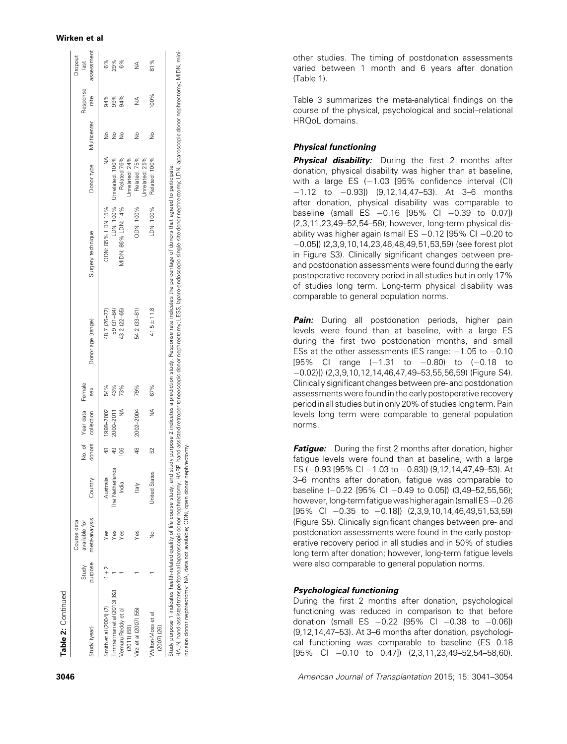**Table 2: Continued**

| Study (year) | Study purpose | Course data available for meta-analysis | Country | No. of donors | Year data collection | Female sex | Donor age (range) | Surgery technique | Donor type | Multicenter | Response rate | Dropout last assessment |
|---|---|---|---|---|---|---|---|---|---|---|---|---|
| Smith et al (2004) (2) | 1 + 2 | Yes | Australia | 48 | 1998–2002 | 54% | 48.7 (26–72) | ODN: 85% LDN 15% | NA | No | 94% | 6% |
| Timmerman et al (2013) (62) | 1 | Yes | The Netherlands | 49 | 2000–2011 | 43% | 59 (31–84) | LDN: 100% | Unrelated: 100% | No | 99% | 29% |
| Vemuru Reddy et al (2011) (58) | 1 | Yes | India | 106 | NA | 73% | 43.2 (22–65) | MIDN: 86% LDN: 14% | Related: 76% Unrelated: 24% | No | 94% | 6% |
| Virzi et al (2007) (55) | 1 | Yes | Italy | 48 | 2002–2004 | 79% | 54.2 (33–81) | ODN: 100% | Related: 75% Unrelated: 25% | No | NA | NA |
| Walton-Moss et al (2007) (26) | 1 | No | United States | 52 | NA | 67% | 41.5 ± 11.8 | LDN: 100% | Related: 100% | No | 100% | 81% |

Study purpose 1 indicates health-related quality of life course study, and study purpose 2 indicates a prediction study. Response rate indicates the percentage of donors that agreed to participate.
HALN, hand-assisted transperitoneal laparoscopic donor nephrectomy; HARP, hand-assisted retroperitoneoscopic donor nephrectomy; LESS, laparo-endoscopic single-site donor nephrectomy; LDN, laparoscopic donor nephrectomy; MIDN, mini-incision donor nephrectomy; NA, data not available; ODN, open donor nephrectomy.

other studies. The timing of postdonation assessments varied between 1 month and 6 years after donation (Table 1).

Table 3 summarizes the meta-analytical findings on the course of the physical, psychological and social–relational HRQoL domains.

### Physical functioning

***Physical disability:*** During the first 2 months after donation, physical disability was higher than at baseline, with a large ES (−1.03 [95% confidence interval (CI) −1.12 to −0.93]) (9,12,14,47–53). At 3–6 months after donation, physical disability was comparable to baseline (small ES −0.16 [95% CI −0.39 to 0.07]) (2,3,11,23,49–52,54–58); however, long-term physical disability was higher again (small ES −0.12 [95% CI −0.20 to −0.05]) (2,3,9,10,14,23,46,48,49,51,53,59) (see forest plot in Figure S3). Clinically significant changes between pre- and postdonation assessments were found during the early postoperative recovery period in all studies but in only 17% of studies long term. Long-term physical disability was comparable to general population norms.

***Pain:*** During all postdonation periods, higher pain levels were found than at baseline, with a large ES during the first two postdonation months, and small ESs at the other assessments (ES range: −1.05 to −0.10 [95% CI range (−1.31 to −0.80) to (−0.18 to −0.02)]) (2,3,9,10,12,14,46,47,49–53,55,56,59) (Figure S4). Clinically significant changes between pre- and postdonation assessments were found in the early postoperative recovery period in all studies but in only 20% of studies long term. Pain levels long term were comparable to general population norms.

***Fatigue:*** During the first 2 months after donation, higher fatigue levels were found than at baseline, with a large ES (−0.93 [95% CI −1.03 to −0.83]) (9,12,14,47,49–53). At 3–6 months after donation, fatigue was comparable to baseline (−0.22 [95% CI −0.49 to 0.05]) (3,49–52,55,56); however, long-term fatigue was higher again (small ES −0.26 [95% CI −0.35 to −0.18]) (2,3,9,10,14,46,49,51,53,59) (Figure S5). Clinically significant changes between pre- and postdonation assessments were found in the early postoperative recovery period in all studies and in 50% of studies long term after donation; however, long-term fatigue levels were also comparable to general population norms.

### Psychological functioning

During the first 2 months after donation, psychological functioning was reduced in comparison to that before donation (small ES −0.22 [95% CI −0.38 to −0.06]) (9,12,14,47,49–53). At 3–6 months after donation, psychological functioning was comparable to baseline (ES 0.18 [95% CI −0.10 to 0.47]) (2,3,11,23,49–52,54–58,60).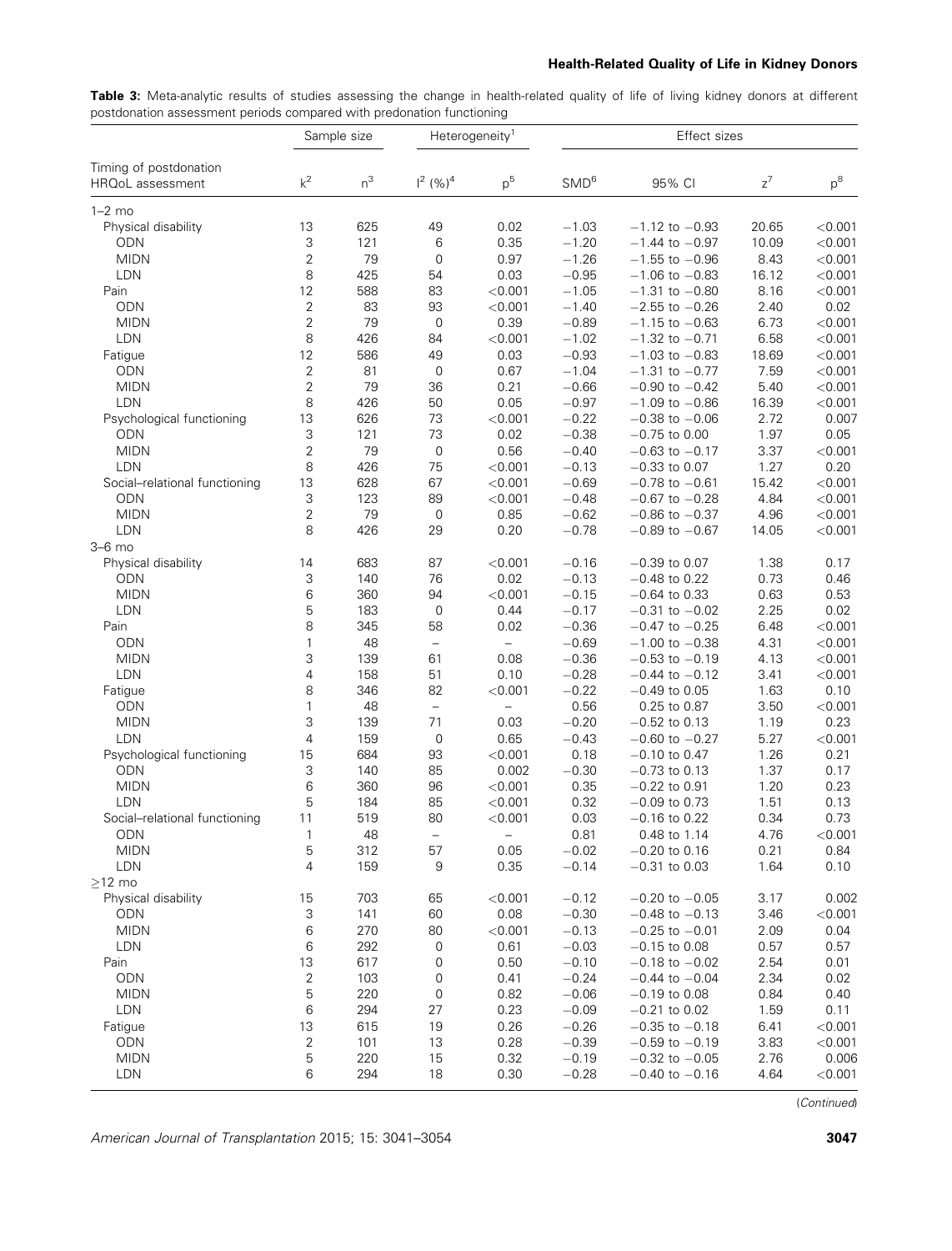**Table 3:** Meta-analytic results of studies assessing the change in health-related quality of life of living kidney donors at different postdonation assessment periods compared with predonation functioning

| Timing of postdonation HRQoL assessment | Sample size | | Heterogeneity[1] | | Effect sizes | | | |
|---|---|---|---|---|---|---|---|---|
| | k[2] | n[3] | $I^2$ (%)[4] | p[5] | SMD[6] | 95% CI | z[7] | p[8] |
| **1–2 mo** | | | | | | | | |
| Physical disability | 13 | 625 | 49 | 0.02 | −1.03 | −1.12 to −0.93 | 20.65 | <0.001 |
| ODN | 3 | 121 | 6 | 0.35 | −1.20 | −1.44 to −0.97 | 10.09 | <0.001 |
| MIDN | 2 | 79 | 0 | 0.97 | −1.26 | −1.55 to −0.96 | 8.43 | <0.001 |
| LDN | 8 | 425 | 54 | 0.03 | −0.95 | −1.06 to −0.83 | 16.12 | <0.001 |
| Pain | 12 | 588 | 83 | <0.001 | −1.05 | −1.31 to −0.80 | 8.16 | <0.001 |
| ODN | 2 | 83 | 93 | <0.001 | −1.40 | −2.55 to −0.26 | 2.40 | 0.02 |
| MIDN | 2 | 79 | 0 | 0.39 | −0.89 | −1.15 to −0.63 | 6.73 | <0.001 |
| LDN | 8 | 426 | 84 | <0.001 | −1.02 | −1.32 to −0.71 | 6.58 | <0.001 |
| Fatigue | 12 | 586 | 49 | 0.03 | −0.93 | −1.03 to −0.83 | 18.69 | <0.001 |
| ODN | 2 | 81 | 0 | 0.67 | −1.04 | −1.31 to −0.77 | 7.59 | <0.001 |
| MIDN | 2 | 79 | 36 | 0.21 | −0.66 | −0.90 to −0.42 | 5.40 | <0.001 |
| LDN | 8 | 426 | 50 | 0.05 | −0.97 | −1.09 to −0.86 | 16.39 | <0.001 |
| Psychological functioning | 13 | 626 | 73 | <0.001 | −0.22 | −0.38 to −0.06 | 2.72 | 0.007 |
| ODN | 3 | 121 | 73 | 0.02 | −0.38 | −0.75 to 0.00 | 1.97 | 0.05 |
| MIDN | 2 | 79 | 0 | 0.56 | −0.40 | −0.63 to −0.17 | 3.37 | <0.001 |
| LDN | 8 | 426 | 75 | <0.001 | −0.13 | −0.33 to 0.07 | 1.27 | 0.20 |
| Social–relational functioning | 13 | 628 | 67 | <0.001 | −0.69 | −0.78 to −0.61 | 15.42 | <0.001 |
| ODN | 3 | 123 | 89 | <0.001 | −0.48 | −0.67 to −0.28 | 4.84 | <0.001 |
| MIDN | 2 | 79 | 0 | 0.85 | −0.62 | −0.86 to −0.37 | 4.96 | <0.001 |
| LDN | 8 | 426 | 29 | 0.20 | −0.78 | −0.89 to −0.67 | 14.05 | <0.001 |
| **3–6 mo** | | | | | | | | |
| Physical disability | 14 | 683 | 87 | <0.001 | −0.16 | −0.39 to 0.07 | 1.38 | 0.17 |
| ODN | 3 | 140 | 76 | 0.02 | −0.13 | −0.48 to 0.22 | 0.73 | 0.46 |
| MIDN | 6 | 360 | 94 | <0.001 | −0.15 | −0.64 to 0.33 | 0.63 | 0.53 |
| LDN | 5 | 183 | 0 | 0.44 | −0.17 | −0.31 to −0.02 | 2.25 | 0.02 |
| Pain | 8 | 345 | 58 | 0.02 | −0.36 | −0.47 to −0.25 | 6.48 | <0.001 |
| ODN | 1 | 48 | – | – | −0.69 | −1.00 to −0.38 | 4.31 | <0.001 |
| MIDN | 3 | 139 | 61 | 0.08 | −0.36 | −0.53 to −0.19 | 4.13 | <0.001 |
| LDN | 4 | 158 | 51 | 0.10 | −0.28 | −0.44 to −0.12 | 3.41 | <0.001 |
| Fatigue | 8 | 346 | 82 | <0.001 | −0.22 | −0.49 to 0.05 | 1.63 | 0.10 |
| ODN | 1 | 48 | – | – | 0.56 | 0.25 to 0.87 | 3.50 | <0.001 |
| MIDN | 3 | 139 | 71 | 0.03 | −0.20 | −0.52 to 0.13 | 1.19 | 0.23 |
| LDN | 4 | 159 | 0 | 0.65 | −0.43 | −0.60 to −0.27 | 5.27 | <0.001 |
| Psychological functioning | 15 | 684 | 93 | <0.001 | 0.18 | −0.10 to 0.47 | 1.26 | 0.21 |
| ODN | 3 | 140 | 85 | 0.002 | −0.30 | −0.73 to 0.13 | 1.37 | 0.17 |
| MIDN | 6 | 360 | 96 | <0.001 | 0.35 | −0.22 to 0.91 | 1.20 | 0.23 |
| LDN | 5 | 184 | 85 | <0.001 | 0.32 | −0.09 to 0.73 | 1.51 | 0.13 |
| Social–relational functioning | 11 | 519 | 80 | <0.001 | 0.03 | −0.16 to 0.22 | 0.34 | 0.73 |
| ODN | 1 | 48 | – | – | 0.81 | 0.48 to 1.14 | 4.76 | <0.001 |
| MIDN | 5 | 312 | 57 | 0.05 | −0.02 | −0.20 to 0.16 | 0.21 | 0.84 |
| LDN | 4 | 159 | 9 | 0.35 | −0.14 | −0.31 to 0.03 | 1.64 | 0.10 |
| **≥12 mo** | | | | | | | | |
| Physical disability | 15 | 703 | 65 | <0.001 | −0.12 | −0.20 to −0.05 | 3.17 | 0.002 |
| ODN | 3 | 141 | 60 | 0.08 | −0.30 | −0.48 to −0.13 | 3.46 | <0.001 |
| MIDN | 6 | 270 | 80 | <0.001 | −0.13 | −0.25 to −0.01 | 2.09 | 0.04 |
| LDN | 6 | 292 | 0 | 0.61 | −0.03 | −0.15 to 0.08 | 0.57 | 0.57 |
| Pain | 13 | 617 | 0 | 0.50 | −0.10 | −0.18 to −0.02 | 2.54 | 0.01 |
| ODN | 2 | 103 | 0 | 0.41 | −0.24 | −0.44 to −0.04 | 2.34 | 0.02 |
| MIDN | 5 | 220 | 0 | 0.82 | −0.06 | −0.19 to 0.08 | 0.84 | 0.40 |
| LDN | 6 | 294 | 27 | 0.23 | −0.09 | −0.21 to 0.02 | 1.59 | 0.11 |
| Fatigue | 13 | 615 | 19 | 0.26 | −0.26 | −0.35 to −0.18 | 6.41 | <0.001 |
| ODN | 2 | 101 | 13 | 0.28 | −0.39 | −0.59 to −0.19 | 3.83 | <0.001 |
| MIDN | 5 | 220 | 15 | 0.32 | −0.19 | −0.32 to −0.05 | 2.76 | 0.006 |
| LDN | 6 | 294 | 18 | 0.30 | −0.28 | −0.40 to −0.16 | 4.64 | <0.001 |

(*Continued*)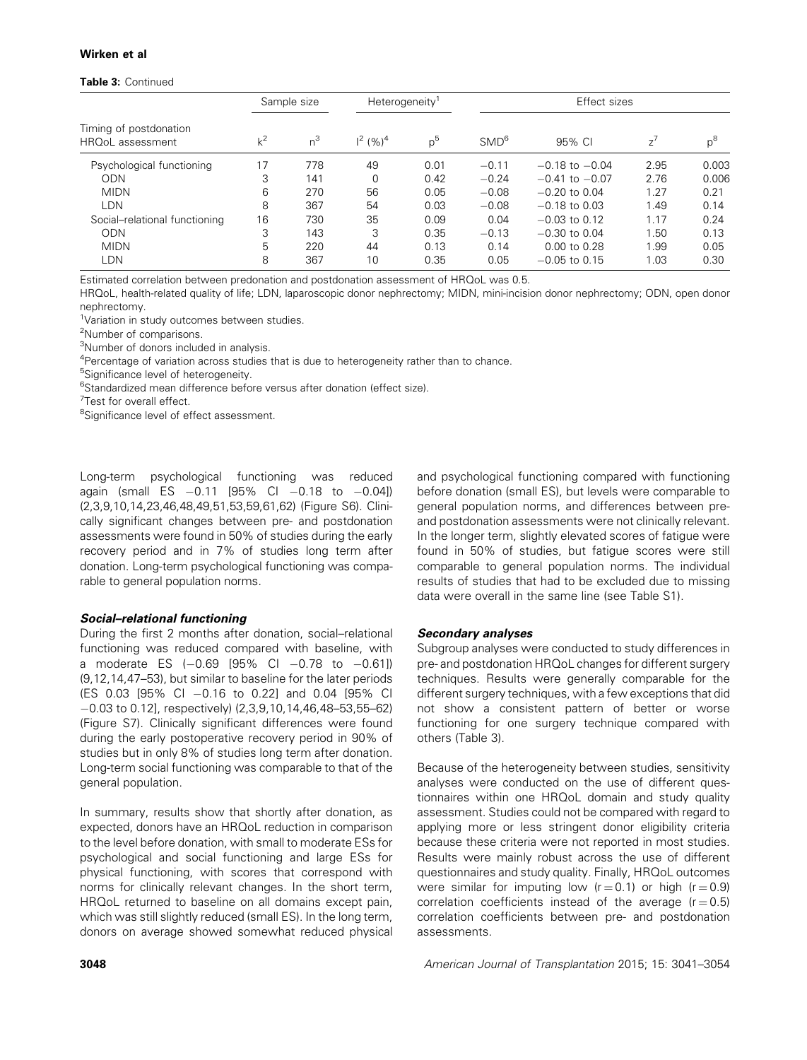**Table 3:** Continued

| Timing of postdonation HRQoL assessment | Sample size | | Heterogeneity[1] | | Effect sizes | | | |
|---|---|---|---|---|---|---|---|---|
| | k[2] | n[3] | $I^2$ (%)[4] | p[5] | SMD[6] | 95% CI | z[7] | p[8] |
| Psychological functioning | 17 | 778 | 49 | 0.01 | −0.11 | −0.18 to −0.04 | 2.95 | 0.003 |
| ODN | 3 | 141 | 0 | 0.42 | −0.24 | −0.41 to −0.07 | 2.76 | 0.006 |
| MIDN | 6 | 270 | 56 | 0.05 | −0.08 | −0.20 to 0.04 | 1.27 | 0.21 |
| LDN | 8 | 367 | 54 | 0.03 | −0.08 | −0.18 to 0.03 | 1.49 | 0.14 |
| Social–relational functioning | 16 | 730 | 35 | 0.09 | 0.04 | −0.03 to 0.12 | 1.17 | 0.24 |
| ODN | 3 | 143 | 3 | 0.35 | −0.13 | −0.30 to 0.04 | 1.50 | 0.13 |
| MIDN | 5 | 220 | 44 | 0.13 | 0.14 | 0.00 to 0.28 | 1.99 | 0.05 |
| LDN | 8 | 367 | 10 | 0.35 | 0.05 | −0.05 to 0.15 | 1.03 | 0.30 |

Estimated correlation between predonation and postdonation assessment of HRQoL was 0.5.

HRQoL, health-related quality of life; LDN, laparoscopic donor nephrectomy; MIDN, mini-incision donor nephrectomy; ODN, open donor nephrectomy.

[1]Variation in study outcomes between studies.

[2]Number of comparisons.

[3]Number of donors included in analysis.

[4]Percentage of variation across studies that is due to heterogeneity rather than to chance.

[5]Significance level of heterogeneity.

[6]Standardized mean difference before versus after donation (effect size).

[7]Test for overall effect.

[8]Significance level of effect assessment.

Long-term psychological functioning was reduced again (small ES −0.11 [95% CI −0.18 to −0.04]) (2,3,9,10,14,23,46,48,49,51,53,59,61,62) (Figure S6). Clinically significant changes between pre- and postdonation assessments were found in 50% of studies during the early recovery period and in 7% of studies long term after donation. Long-term psychological functioning was comparable to general population norms.

### *Social–relational functioning*

During the first 2 months after donation, social–relational functioning was reduced compared with baseline, with a moderate ES (−0.69 [95% CI −0.78 to −0.61]) (9,12,14,47–53), but similar to baseline for the later periods (ES 0.03 [95% CI −0.16 to 0.22] and 0.04 [95% CI −0.03 to 0.12], respectively) (2,3,9,10,14,46,48–53,55–62) (Figure S7). Clinically significant differences were found during the early postoperative recovery period in 90% of studies but in only 8% of studies long term after donation. Long-term social functioning was comparable to that of the general population.

In summary, results show that shortly after donation, as expected, donors have an HRQoL reduction in comparison to the level before donation, with small to moderate ESs for psychological and social functioning and large ESs for physical functioning, with scores that correspond with norms for clinically relevant changes. In the short term, HRQoL returned to baseline on all domains except pain, which was still slightly reduced (small ES). In the long term, donors on average showed somewhat reduced physical and psychological functioning compared with functioning before donation (small ES), but levels were comparable to general population norms, and differences between pre- and postdonation assessments were not clinically relevant. In the longer term, slightly elevated scores of fatigue were found in 50% of studies, but fatigue scores were still comparable to general population norms. The individual results of studies that had to be excluded due to missing data were overall in the same line (see Table S1).

### *Secondary analyses*

Subgroup analyses were conducted to study differences in pre- and postdonation HRQoL changes for different surgery techniques. Results were generally comparable for the different surgery techniques, with a few exceptions that did not show a consistent pattern of better or worse functioning for one surgery technique compared with others (Table 3).

Because of the heterogeneity between studies, sensitivity analyses were conducted on the use of different questionnaires within one HRQoL domain and study quality assessment. Studies could not be compared with regard to applying more or less stringent donor eligibility criteria because these criteria were not reported in most studies. Results were mainly robust across the use of different questionnaires and study quality. Finally, HRQoL outcomes were similar for imputing low ($r = 0.1$) or high ($r = 0.9$) correlation coefficients instead of the average ($r = 0.5$) correlation coefficients between pre- and postdonation assessments.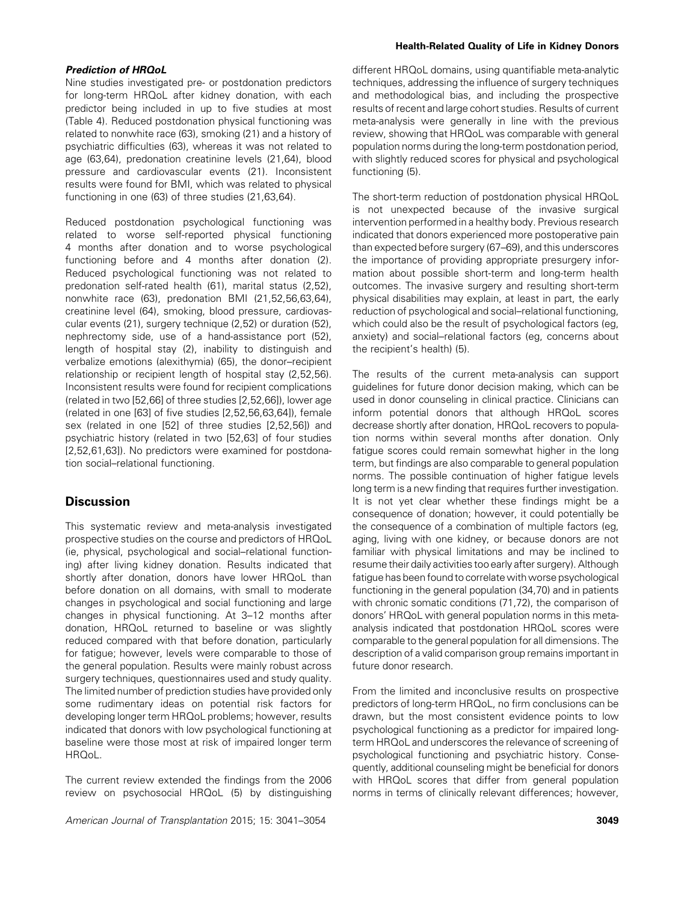### *Prediction of HRQoL*

Nine studies investigated pre- or postdonation predictors for long-term HRQoL after kidney donation, with each predictor being included in up to five studies at most (Table 4). Reduced postdonation physical functioning was related to nonwhite race (63), smoking (21) and a history of psychiatric difficulties (63), whereas it was not related to age (63,64), predonation creatinine levels (21,64), blood pressure and cardiovascular events (21). Inconsistent results were found for BMI, which was related to physical functioning in one (63) of three studies (21,63,64).

Reduced postdonation psychological functioning was related to worse self-reported physical functioning 4 months after donation and to worse psychological functioning before and 4 months after donation (2). Reduced psychological functioning was not related to predonation self-rated health (61), marital status (2,52), nonwhite race (63), predonation BMI (21,52,56,63,64), creatinine level (64), smoking, blood pressure, cardiovascular events (21), surgery technique (2,52) or duration (52), nephrectomy side, use of a hand-assistance port (52), length of hospital stay (2), inability to distinguish and verbalize emotions (alexithymia) (65), the donor–recipient relationship or recipient length of hospital stay (2,52,56). Inconsistent results were found for recipient complications (related in two [52,66] of three studies [2,52,66]), lower age (related in one [63] of five studies [2,52,56,63,64]), female sex (related in one [52] of three studies [2,52,56]) and psychiatric history (related in two [52,63] of four studies [2,52,61,63]). No predictors were examined for postdonation social–relational functioning.

## Discussion

This systematic review and meta-analysis investigated prospective studies on the course and predictors of HRQoL (ie, physical, psychological and social–relational functioning) after living kidney donation. Results indicated that shortly after donation, donors have lower HRQoL than before donation on all domains, with small to moderate changes in psychological and social functioning and large changes in physical functioning. At 3–12 months after donation, HRQoL returned to baseline or was slightly reduced compared with that before donation, particularly for fatigue; however, levels were comparable to those of the general population. Results were mainly robust across surgery techniques, questionnaires used and study quality. The limited number of prediction studies have provided only some rudimentary ideas on potential risk factors for developing longer term HRQoL problems; however, results indicated that donors with low psychological functioning at baseline were those most at risk of impaired longer term HRQoL.

The current review extended the findings from the 2006 review on psychosocial HRQoL (5) by distinguishing different HRQoL domains, using quantifiable meta-analytic techniques, addressing the influence of surgery techniques and methodological bias, and including the prospective results of recent and large cohort studies. Results of current meta-analysis were generally in line with the previous review, showing that HRQoL was comparable with general population norms during the long-term postdonation period, with slightly reduced scores for physical and psychological functioning (5).

The short-term reduction of postdonation physical HRQoL is not unexpected because of the invasive surgical intervention performed in a healthy body. Previous research indicated that donors experienced more postoperative pain than expected before surgery (67–69), and this underscores the importance of providing appropriate presurgery information about possible short-term and long-term health outcomes. The invasive surgery and resulting short-term physical disabilities may explain, at least in part, the early reduction of psychological and social–relational functioning, which could also be the result of psychological factors (eg, anxiety) and social–relational factors (eg, concerns about the recipient's health) (5).

The results of the current meta-analysis can support guidelines for future donor decision making, which can be used in donor counseling in clinical practice. Clinicians can inform potential donors that although HRQoL scores decrease shortly after donation, HRQoL recovers to population norms within several months after donation. Only fatigue scores could remain somewhat higher in the long term, but findings are also comparable to general population norms. The possible continuation of higher fatigue levels long term is a new finding that requires further investigation. It is not yet clear whether these findings might be a consequence of donation; however, it could potentially be the consequence of a combination of multiple factors (eg, aging, living with one kidney, or because donors are not familiar with physical limitations and may be inclined to resume their daily activities too early after surgery). Although fatigue has been found to correlate with worse psychological functioning in the general population (34,70) and in patients with chronic somatic conditions (71,72), the comparison of donors' HRQoL with general population norms in this meta-analysis indicated that postdonation HRQoL scores were comparable to the general population for all dimensions. The description of a valid comparison group remains important in future donor research.

From the limited and inconclusive results on prospective predictors of long-term HRQoL, no firm conclusions can be drawn, but the most consistent evidence points to low psychological functioning as a predictor for impaired long-term HRQoL and underscores the relevance of screening of psychological functioning and psychiatric history. Consequently, additional counseling might be beneficial for donors with HRQoL scores that differ from general population norms in terms of clinically relevant differences; however,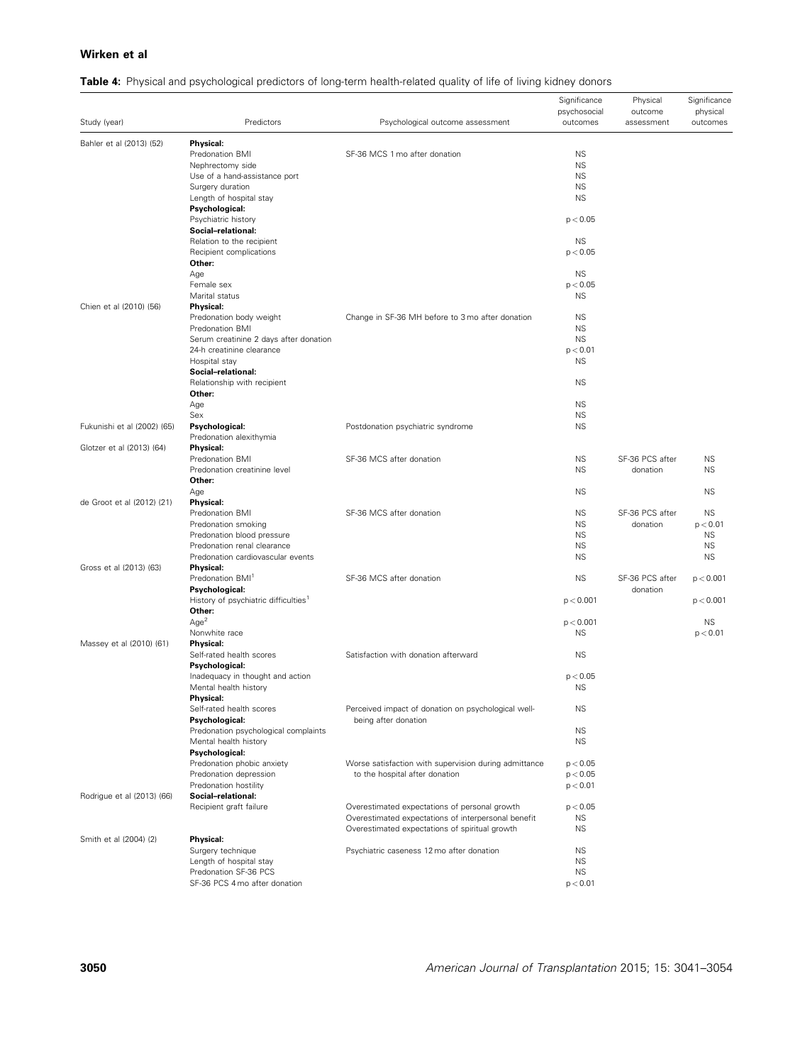**Table 4:** Physical and psychological predictors of long-term health-related quality of life of living kidney donors

| Study (year) | Predictors | Psychological outcome assessment | Significance psychosocial outcomes | Physical outcome assessment | Significance physical outcomes |
|---|---|---|---|---|---|
| Bahler et al (2013) (52) | **Physical:** | | | | |
| | Predonation BMI | SF-36 MCS 1 mo after donation | NS | | |
| | Nephrectomy side | | NS | | |
| | Use of a hand-assistance port | | NS | | |
| | Surgery duration | | NS | | |
| | Length of hospital stay | | NS | | |
| | **Psychological:** | | | | |
| | Psychiatric history | | $p < 0.05$ | | |
| | **Social–relational:** | | | | |
| | Relation to the recipient | | NS | | |
| | Recipient complications | | $p < 0.05$ | | |
| | **Other:** | | | | |
| | Age | | NS | | |
| | Female sex | | $p < 0.05$ | | |
| | Marital status | | NS | | |
| Chien et al (2010) (56) | **Physical:** | | | | |
| | Predonation body weight | Change in SF-36 MH before to 3 mo after donation | NS | | |
| | Predonation BMI | | NS | | |
| | Serum creatinine 2 days after donation | | NS | | |
| | 24-h creatinine clearance | | $p < 0.01$ | | |
| | Hospital stay | | NS | | |
| | **Social–relational:** | | | | |
| | Relationship with recipient | | NS | | |
| | **Other:** | | | | |
| | Age | | NS | | |
| | Sex | | NS | | |
| Fukunishi et al (2002) (65) | **Psychological:** | Postdonation psychiatric syndrome | NS | | |
| | Predonation alexithymia | | | | |
| Glotzer et al (2013) (64) | **Physical:** | | | | |
| | Predonation BMI | SF-36 MCS after donation | NS | SF-36 PCS after donation | NS |
| | Predonation creatinine level | | NS | | NS |
| | **Other:** | | | | |
| | Age | | NS | | NS |
| de Groot et al (2012) (21) | **Physical:** | | | | |
| | Predonation BMI | SF-36 MCS after donation | NS | SF-36 PCS after donation | NS |
| | Predonation smoking | | NS | | $p < 0.01$ |
| | Predonation blood pressure | | NS | | NS |
| | Predonation renal clearance | | NS | | NS |
| | Predonation cardiovascular events | | NS | | NS |
| Gross et al (2013) (63) | **Physical:** | | | | |
| | Predonation BMI[1] | SF-36 MCS after donation | NS | SF-36 PCS after donation | $p < 0.001$ |
| | **Psychological:** | | | | |
| | History of psychiatric difficulties[1] | | $p < 0.001$ | | $p < 0.001$ |
| | **Other:** | | | | |
| | Age[2] | | $p < 0.001$ | | NS |
| | Nonwhite race | | NS | | $p < 0.01$ |
| Massey et al (2010) (61) | **Physical:** | | | | |
| | Self-rated health scores | Satisfaction with donation afterward | NS | | |
| | **Psychological:** | | | | |
| | Inadequacy in thought and action | | $p < 0.05$ | | |
| | Mental health history | | NS | | |
| | **Physical:** | | | | |
| | Self-rated health scores | Perceived impact of donation on psychological well-being after donation | NS | | |
| | **Psychological:** | | | | |
| | Predonation psychological complaints | | NS | | |
| | Mental health history | | NS | | |
| | **Psychological:** | | | | |
| | Predonation phobic anxiety | Worse satisfaction with supervision during admittance to the hospital after donation | $p < 0.05$ | | |
| | Predonation depression | | $p < 0.05$ | | |
| | Predonation hostility | | $p < 0.01$ | | |
| Rodrigue et al (2013) (66) | **Social–relational:** | | | | |
| | Recipient graft failure | Overestimated expectations of personal growth | $p < 0.05$ | | |
| | | Overestimated expectations of interpersonal benefit | NS | | |
| | | Overestimated expectations of spiritual growth | NS | | |
| Smith et al (2004) (2) | **Physical:** | | | | |
| | Surgery technique | Psychiatric caseness 12 mo after donation | NS | | |
| | Length of hospital stay | | NS | | |
| | Predonation SF-36 PCS | | NS | | |
| | SF-36 PCS 4 mo after donation | | $p < 0.01$ | | |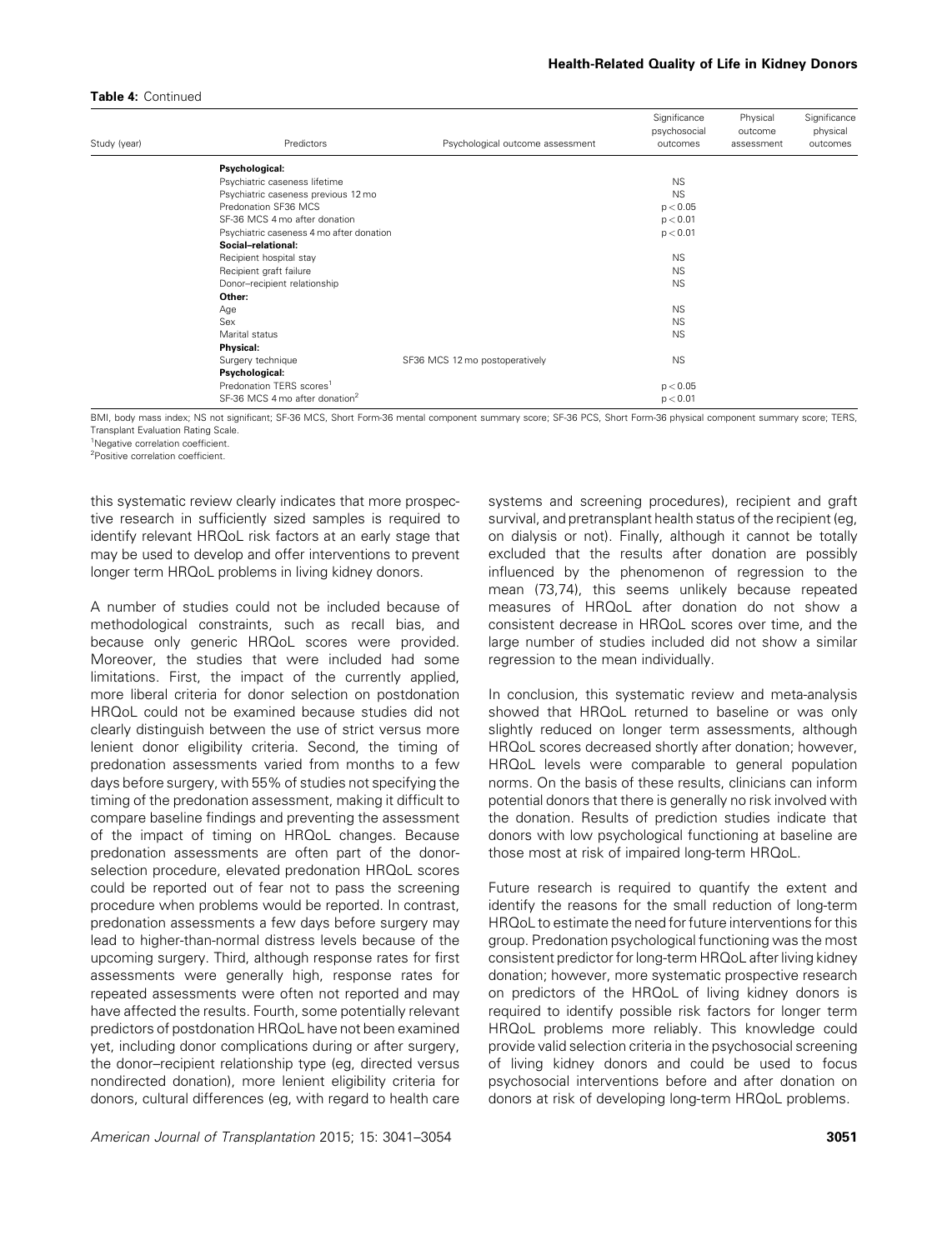**Table 4:** Continued

| Study (year) | Predictors | Psychological outcome assessment | Significance psychosocial outcomes | Physical outcome assessment | Significance physical outcomes |
|---|---|---|---|---|---|
| | **Psychological:** | | | | |
| | Psychiatric caseness lifetime | | NS | | |
| | Psychiatric caseness previous 12 mo | | NS | | |
| | Predonation SF36 MCS | | $p < 0.05$ | | |
| | SF-36 MCS 4 mo after donation | | $p < 0.01$ | | |
| | Psychiatric caseness 4 mo after donation | | $p < 0.01$ | | |
| | **Social–relational:** | | | | |
| | Recipient hospital stay | | NS | | |
| | Recipient graft failure | | NS | | |
| | Donor–recipient relationship | | NS | | |
| | **Other:** | | | | |
| | Age | | NS | | |
| | Sex | | NS | | |
| | Marital status | | NS | | |
| | **Physical:** | | | | |
| | Surgery technique | SF36 MCS 12 mo postoperatively | NS | | |
| | **Psychological:** | | | | |
| | Predonation TERS scores[1] | | $p < 0.05$ | | |
| | SF-36 MCS 4 mo after donation[2] | | $p < 0.01$ | | |

BMI, body mass index; NS not significant; SF-36 MCS, Short Form-36 mental component summary score; SF-36 PCS, Short Form-36 physical component summary score; TERS, Transplant Evaluation Rating Scale.

[1]Negative correlation coefficient.

[2]Positive correlation coefficient.

this systematic review clearly indicates that more prospective research in sufficiently sized samples is required to identify relevant HRQoL risk factors at an early stage that may be used to develop and offer interventions to prevent longer term HRQoL problems in living kidney donors.

A number of studies could not be included because of methodological constraints, such as recall bias, and because only generic HRQoL scores were provided. Moreover, the studies that were included had some limitations. First, the impact of the currently applied, more liberal criteria for donor selection on postdonation HRQoL could not be examined because studies did not clearly distinguish between the use of strict versus more lenient donor eligibility criteria. Second, the timing of predonation assessments varied from months to a few days before surgery, with 55% of studies not specifying the timing of the predonation assessment, making it difficult to compare baseline findings and preventing the assessment of the impact of timing on HRQoL changes. Because predonation assessments are often part of the donor-selection procedure, elevated predonation HRQoL scores could be reported out of fear not to pass the screening procedure when problems would be reported. In contrast, predonation assessments a few days before surgery may lead to higher-than-normal distress levels because of the upcoming surgery. Third, although response rates for first assessments were generally high, response rates for repeated assessments were often not reported and may have affected the results. Fourth, some potentially relevant predictors of postdonation HRQoL have not been examined yet, including donor complications during or after surgery, the donor–recipient relationship type (eg, directed versus nondirected donation), more lenient eligibility criteria for donors, cultural differences (eg, with regard to health care systems and screening procedures), recipient and graft survival, and pretransplant health status of the recipient (eg, on dialysis or not). Finally, although it cannot be totally excluded that the results after donation are possibly influenced by the phenomenon of regression to the mean (73,74), this seems unlikely because repeated measures of HRQoL after donation do not show a consistent decrease in HRQoL scores over time, and the large number of studies included did not show a similar regression to the mean individually.

In conclusion, this systematic review and meta-analysis showed that HRQoL returned to baseline or was only slightly reduced on longer term assessments, although HRQoL scores decreased shortly after donation; however, HRQoL levels were comparable to general population norms. On the basis of these results, clinicians can inform potential donors that there is generally no risk involved with the donation. Results of prediction studies indicate that donors with low psychological functioning at baseline are those most at risk of impaired long-term HRQoL.

Future research is required to quantify the extent and identify the reasons for the small reduction of long-term HRQoL to estimate the need for future interventions for this group. Predonation psychological functioning was the most consistent predictor for long-term HRQoL after living kidney donation; however, more systematic prospective research on predictors of the HRQoL of living kidney donors is required to identify possible risk factors for longer term HRQoL problems more reliably. This knowledge could provide valid selection criteria in the psychosocial screening of living kidney donors and could be used to focus psychosocial interventions before and after donation on donors at risk of developing long-term HRQoL problems.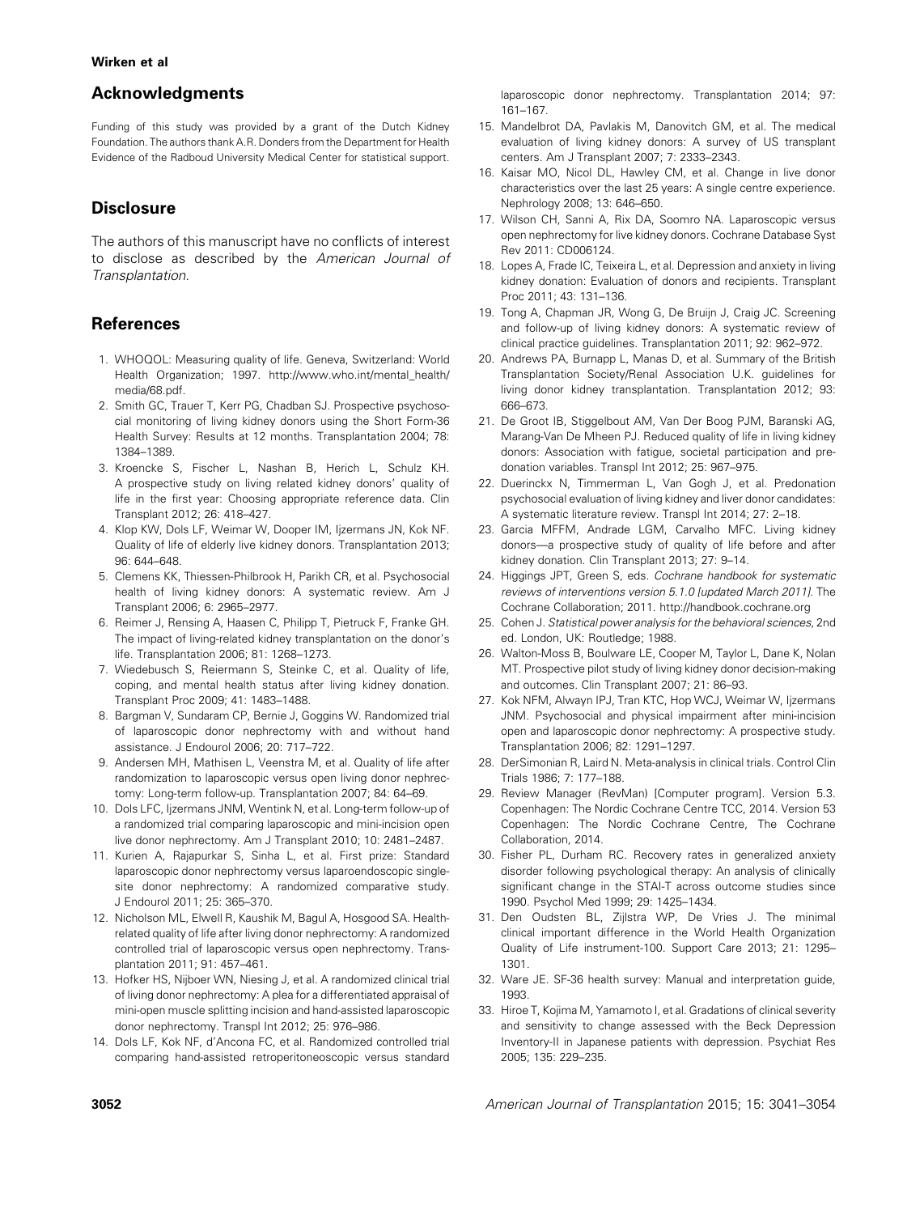## Acknowledgments

Funding of this study was provided by a grant of the Dutch Kidney Foundation. The authors thank A.R. Donders from the Department for Health Evidence of the Radboud University Medical Center for statistical support.

## Disclosure

The authors of this manuscript have no conflicts of interest to disclose as described by the *American Journal of Transplantation*.

## References

1. WHOQOL: Measuring quality of life. Geneva, Switzerland: World Health Organization; 1997. http://www.who.int/mental_health/media/68.pdf.
2. Smith GC, Trauer T, Kerr PG, Chadban SJ. Prospective psychosocial monitoring of living kidney donors using the Short Form-36 Health Survey: Results at 12 months. Transplantation 2004; 78: 1384–1389.
3. Kroencke S, Fischer L, Nashan B, Herich L, Schulz KH. A prospective study on living related kidney donors' quality of life in the first year: Choosing appropriate reference data. Clin Transplant 2012; 26: 418–427.
4. Klop KW, Dols LF, Weimar W, Dooper IM, Ijzermans JN, Kok NF. Quality of life of elderly live kidney donors. Transplantation 2013; 96: 644–648.
5. Clemens KK, Thiessen-Philbrook H, Parikh CR, et al. Psychosocial health of living kidney donors: A systematic review. Am J Transplant 2006; 6: 2965–2977.
6. Reimer J, Rensing A, Haasen C, Philipp T, Pietruck F, Franke GH. The impact of living-related kidney transplantation on the donor's life. Transplantation 2006; 81: 1268–1273.
7. Wiedebusch S, Reiermann S, Steinke C, et al. Quality of life, coping, and mental health status after living kidney donation. Transplant Proc 2009; 41: 1483–1488.
8. Bargman V, Sundaram CP, Bernie J, Goggins W. Randomized trial of laparoscopic donor nephrectomy with and without hand assistance. J Endourol 2006; 20: 717–722.
9. Andersen MH, Mathisen L, Veenstra M, et al. Quality of life after randomization to laparoscopic versus open living donor nephrectomy: Long-term follow-up. Transplantation 2007; 84: 64–69.
10. Dols LFC, Ijzermans JNM, Wentink N, et al. Long-term follow-up of a randomized trial comparing laparoscopic and mini-incision open live donor nephrectomy. Am J Transplant 2010; 10: 2481–2487.
11. Kurien A, Rajapurkar S, Sinha L, et al. First prize: Standard laparoscopic donor nephrectomy versus laparoendoscopic single-site donor nephrectomy: A randomized comparative study. J Endourol 2011; 25: 365–370.
12. Nicholson ML, Elwell R, Kaushik M, Bagul A, Hosgood SA. Health-related quality of life after living donor nephrectomy: A randomized controlled trial of laparoscopic versus open nephrectomy. Transplantation 2011; 91: 457–461.
13. Hofker HS, Nijboer WN, Niesing J, et al. A randomized clinical trial of living donor nephrectomy: A plea for a differentiated appraisal of mini-open muscle splitting incision and hand-assisted laparoscopic donor nephrectomy. Transpl Int 2012; 25: 976–986.
14. Dols LF, Kok NF, d'Ancona FC, et al. Randomized controlled trial comparing hand-assisted retroperitoneoscopic versus standard laparoscopic donor nephrectomy. Transplantation 2014; 97: 161–167.
15. Mandelbrot DA, Pavlakis M, Danovitch GM, et al. The medical evaluation of living kidney donors: A survey of US transplant centers. Am J Transplant 2007; 7: 2333–2343.
16. Kaisar MO, Nicol DL, Hawley CM, et al. Change in live donor characteristics over the last 25 years: A single centre experience. Nephrology 2008; 13: 646–650.
17. Wilson CH, Sanni A, Rix DA, Soomro NA. Laparoscopic versus open nephrectomy for live kidney donors. Cochrane Database Syst Rev 2011: CD006124.
18. Lopes A, Frade IC, Teixeira L, et al. Depression and anxiety in living kidney donation: Evaluation of donors and recipients. Transplant Proc 2011; 43: 131–136.
19. Tong A, Chapman JR, Wong G, De Bruijn J, Craig JC. Screening and follow-up of living kidney donors: A systematic review of clinical practice guidelines. Transplantation 2011; 92: 962–972.
20. Andrews PA, Burnapp L, Manas D, et al. Summary of the British Transplantation Society/Renal Association U.K. guidelines for living donor kidney transplantation. Transplantation 2012; 93: 666–673.
21. De Groot IB, Stiggelbout AM, Van Der Boog PJM, Baranski AG, Marang-Van De Mheen PJ. Reduced quality of life in living kidney donors: Association with fatigue, societal participation and pre-donation variables. Transpl Int 2012; 25: 967–975.
22. Duerinckx N, Timmerman L, Van Gogh J, et al. Predonation psychosocial evaluation of living kidney and liver donor candidates: A systematic literature review. Transpl Int 2014; 27: 2–18.
23. Garcia MFFM, Andrade LGM, Carvalho MFC. Living kidney donors—a prospective study of quality of life before and after kidney donation. Clin Transplant 2013; 27: 9–14.
24. Higgings JPT, Green S, eds. *Cochrane handbook for systematic reviews of interventions version 5.1.0 [updated March 2011]*. The Cochrane Collaboration; 2011. http://handbook.cochrane.org
25. Cohen J. *Statistical power analysis for the behavioral sciences*, 2nd ed. London, UK: Routledge; 1988.
26. Walton-Moss B, Boulware LE, Cooper M, Taylor L, Dane K, Nolan MT. Prospective pilot study of living kidney donor decision-making and outcomes. Clin Transplant 2007; 21: 86–93.
27. Kok NFM, Alwayn IPJ, Tran KTC, Hop WCJ, Weimar W, Ijzermans JNM. Psychosocial and physical impairment after mini-incision open and laparoscopic donor nephrectomy: A prospective study. Transplantation 2006; 82: 1291–1297.
28. DerSimonian R, Laird N. Meta-analysis in clinical trials. Control Clin Trials 1986; 7: 177–188.
29. Review Manager (RevMan) [Computer program]. Version 5.3. Copenhagen: The Nordic Cochrane Centre TCC, 2014. Version 53 Copenhagen: The Nordic Cochrane Centre, The Cochrane Collaboration, 2014.
30. Fisher PL, Durham RC. Recovery rates in generalized anxiety disorder following psychological therapy: An analysis of clinically significant change in the STAI-T across outcome studies since 1990. Psychol Med 1999; 29: 1425–1434.
31. Den Oudsten BL, Zijlstra WP, De Vries J. The minimal clinical important difference in the World Health Organization Quality of Life instrument-100. Support Care 2013; 21: 1295–1301.
32. Ware JE. SF-36 health survey: Manual and interpretation guide, 1993.
33. Hiroe T, Kojima M, Yamamoto I, et al. Gradations of clinical severity and sensitivity to change assessed with the Beck Depression Inventory-II in Japanese patients with depression. Psychiat Res 2005; 135: 229–235.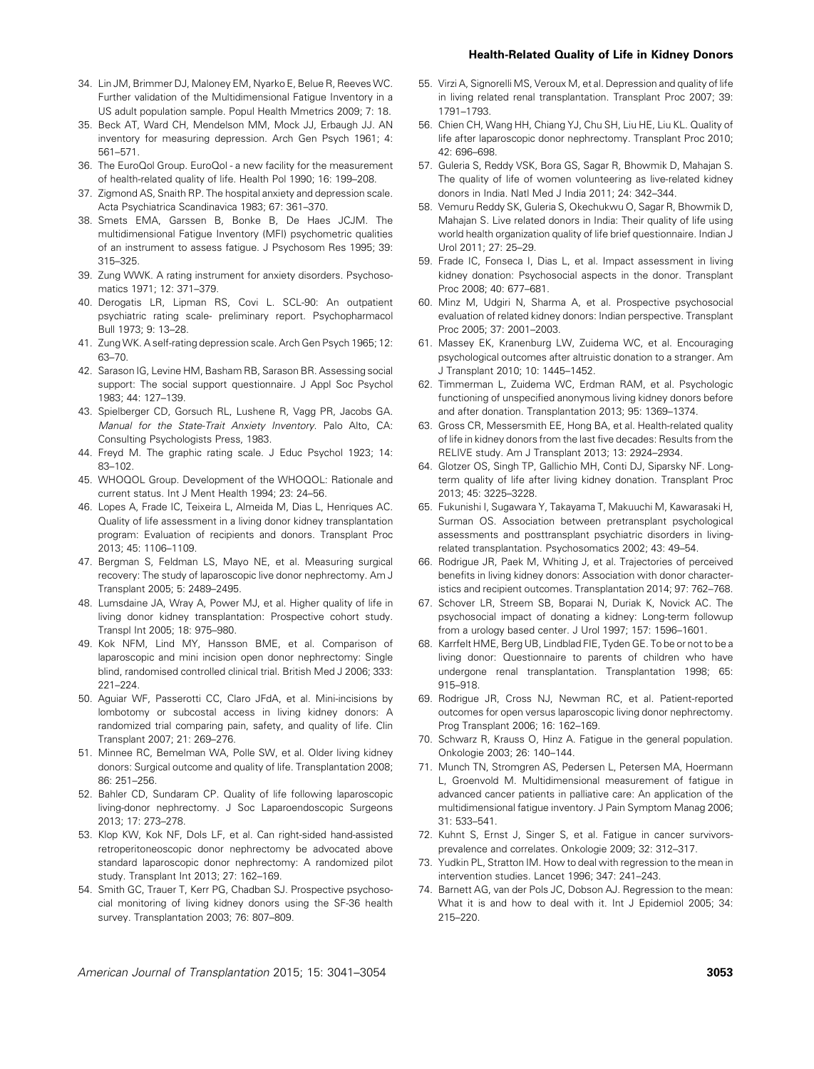34. Lin JM, Brimmer DJ, Maloney EM, Nyarko E, Belue R, Reeves WC. Further validation of the Multidimensional Fatigue Inventory in a US adult population sample. Popul Health Mmetrics 2009; 7: 18.
35. Beck AT, Ward CH, Mendelson MM, Mock JJ, Erbaugh JJ. AN inventory for measuring depression. Arch Gen Psych 1961; 4: 561–571.
36. The EuroQol Group. EuroQol - a new facility for the measurement of health-related quality of life. Health Pol 1990; 16: 199–208.
37. Zigmond AS, Snaith RP. The hospital anxiety and depression scale. Acta Psychiatrica Scandinavica 1983; 67: 361–370.
38. Smets EMA, Garssen B, Bonke B, De Haes JCJM. The multidimensional Fatigue Inventory (MFI) psychometric qualities of an instrument to assess fatigue. J Psychosom Res 1995; 39: 315–325.
39. Zung WWK. A rating instrument for anxiety disorders. Psychosomatics 1971; 12: 371–379.
40. Derogatis LR, Lipman RS, Covi L. SCL-90: An outpatient psychiatric rating scale- preliminary report. Psychopharmacol Bull 1973; 9: 13–28.
41. Zung WK. A self-rating depression scale. Arch Gen Psych 1965; 12: 63–70.
42. Sarason IG, Levine HM, Basham RB, Sarason BR. Assessing social support: The social support questionnaire. J Appl Soc Psychol 1983; 44: 127–139.
43. Spielberger CD, Gorsuch RL, Lushene R, Vagg PR, Jacobs GA. *Manual for the State-Trait Anxiety Inventory*. Palo Alto, CA: Consulting Psychologists Press, 1983.
44. Freyd M. The graphic rating scale. J Educ Psychol 1923; 14: 83–102.
45. WHOQOL Group. Development of the WHOQOL: Rationale and current status. Int J Ment Health 1994; 23: 24–56.
46. Lopes A, Frade IC, Teixeira L, Almeida M, Dias L, Henriques AC. Quality of life assessment in a living donor kidney transplantation program: Evaluation of recipients and donors. Transplant Proc 2013; 45: 1106–1109.
47. Bergman S, Feldman LS, Mayo NE, et al. Measuring surgical recovery: The study of laparoscopic live donor nephrectomy. Am J Transplant 2005; 5: 2489–2495.
48. Lumsdaine JA, Wray A, Power MJ, et al. Higher quality of life in living donor kidney transplantation: Prospective cohort study. Transpl Int 2005; 18: 975–980.
49. Kok NFM, Lind MY, Hansson BME, et al. Comparison of laparoscopic and mini incision open donor nephrectomy: Single blind, randomised controlled clinical trial. British Med J 2006; 333: 221–224.
50. Aguiar WF, Passerotti CC, Claro JFdA, et al. Mini-incisions by lombotomy or subcostal access in living kidney donors: A randomized trial comparing pain, safety, and quality of life. Clin Transplant 2007; 21: 269–276.
51. Minnee RC, Bemelman WA, Polle SW, et al. Older living kidney donors: Surgical outcome and quality of life. Transplantation 2008; 86: 251–256.
52. Bahler CD, Sundaram CP. Quality of life following laparoscopic living-donor nephrectomy. J Soc Laparoendoscopic Surgeons 2013; 17: 273–278.
53. Klop KW, Kok NF, Dols LF, et al. Can right-sided hand-assisted retroperitoneoscopic donor nephrectomy be advocated above standard laparoscopic donor nephrectomy: A randomized pilot study. Transplant Int 2013; 27: 162–169.
54. Smith GC, Trauer T, Kerr PG, Chadban SJ. Prospective psychosocial monitoring of living kidney donors using the SF-36 health survey. Transplantation 2003; 76: 807–809.
55. Virzi A, Signorelli MS, Veroux M, et al. Depression and quality of life in living related renal transplantation. Transplant Proc 2007; 39: 1791–1793.
56. Chien CH, Wang HH, Chiang YJ, Chu SH, Liu HE, Liu KL. Quality of life after laparoscopic donor nephrectomy. Transplant Proc 2010; 42: 696–698.
57. Guleria S, Reddy VSK, Bora GS, Sagar R, Bhowmik D, Mahajan S. The quality of life of women volunteering as live-related kidney donors in India. Natl Med J India 2011; 24: 342–344.
58. Vemuru Reddy SK, Guleria S, Okechukwu O, Sagar R, Bhowmik D, Mahajan S. Live related donors in India: Their quality of life using world health organization quality of life brief questionnaire. Indian J Urol 2011; 27: 25–29.
59. Frade IC, Fonseca I, Dias L, et al. Impact assessment in living kidney donation: Psychosocial aspects in the donor. Transplant Proc 2008; 40: 677–681.
60. Minz M, Udgiri N, Sharma A, et al. Prospective psychosocial evaluation of related kidney donors: Indian perspective. Transplant Proc 2005; 37: 2001–2003.
61. Massey EK, Kranenburg LW, Zuidema WC, et al. Encouraging psychological outcomes after altruistic donation to a stranger. Am J Transplant 2010; 10: 1445–1452.
62. Timmerman L, Zuidema WC, Erdman RAM, et al. Psychologic functioning of unspecified anonymous living kidney donors before and after donation. Transplantation 2013; 95: 1369–1374.
63. Gross CR, Messersmith EE, Hong BA, et al. Health-related quality of life in kidney donors from the last five decades: Results from the RELIVE study. Am J Transplant 2013; 13: 2924–2934.
64. Glotzer OS, Singh TP, Gallichio MH, Conti DJ, Siparsky NF. Long-term quality of life after living kidney donation. Transplant Proc 2013; 45: 3225–3228.
65. Fukunishi I, Sugawara Y, Takayama T, Makuuchi M, Kawarasaki H, Surman OS. Association between pretransplant psychological assessments and posttransplant psychiatric disorders in living-related transplantation. Psychosomatics 2002; 43: 49–54.
66. Rodrigue JR, Paek M, Whiting J, et al. Trajectories of perceived benefits in living kidney donors: Association with donor characteristics and recipient outcomes. Transplantation 2014; 97: 762–768.
67. Schover LR, Streem SB, Boparai N, Duriak K, Novick AC. The psychosocial impact of donating a kidney: Long-term followup from a urology based center. J Urol 1997; 157: 1596–1601.
68. Karrfelt HME, Berg UB, Lindblad FIE, Tyden GE. To be or not to be a living donor: Questionnaire to parents of children who have undergone renal transplantation. Transplantation 1998; 65: 915–918.
69. Rodrigue JR, Cross NJ, Newman RC, et al. Patient-reported outcomes for open versus laparoscopic living donor nephrectomy. Prog Transplant 2006; 16: 162–169.
70. Schwarz R, Krauss O, Hinz A. Fatigue in the general population. Onkologie 2003; 26: 140–144.
71. Munch TN, Stromgren AS, Pedersen L, Petersen MA, Hoermann L, Groenvold M. Multidimensional measurement of fatigue in advanced cancer patients in palliative care: An application of the multidimensional fatigue inventory. J Pain Symptom Manag 2006; 31: 533–541.
72. Kuhnt S, Ernst J, Singer S, et al. Fatigue in cancer survivors-prevalence and correlates. Onkologie 2009; 32: 312–317.
73. Yudkin PL, Stratton IM. How to deal with regression to the mean in intervention studies. Lancet 1996; 347: 241–243.
74. Barnett AG, van der Pols JC, Dobson AJ. Regression to the mean: What it is and how to deal with it. Int J Epidemiol 2005; 34: 215–220.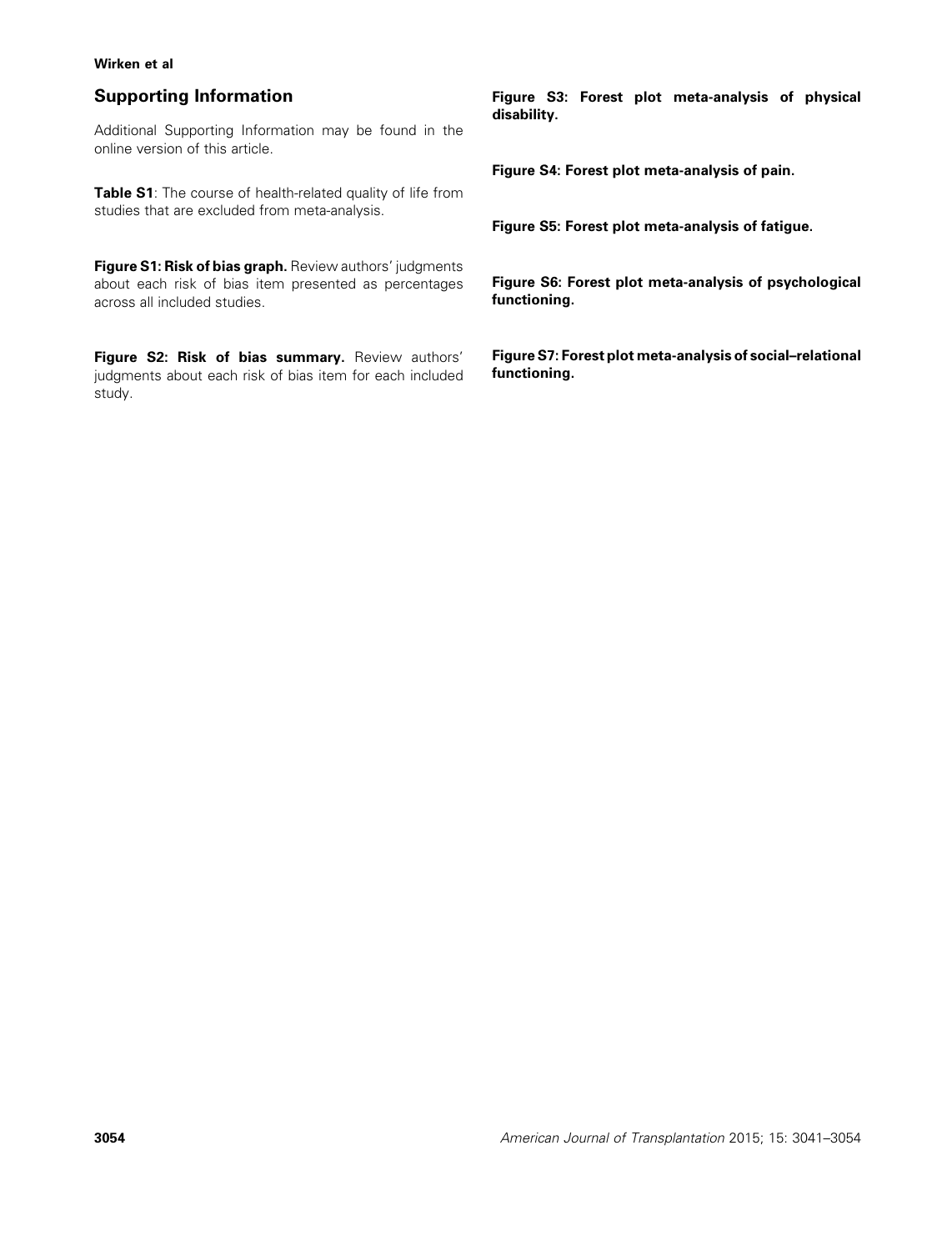## Supporting Information

Additional Supporting Information may be found in the online version of this article.

**Table S1**: The course of health-related quality of life from studies that are excluded from meta-analysis.

**Figure S1: Risk of bias graph.** Review authors' judgments about each risk of bias item presented as percentages across all included studies.

**Figure S2: Risk of bias summary.** Review authors' judgments about each risk of bias item for each included study.

**Figure S3: Forest plot meta-analysis of physical disability.**

**Figure S4: Forest plot meta-analysis of pain.**

**Figure S5: Forest plot meta-analysis of fatigue.**

**Figure S6: Forest plot meta-analysis of psychological functioning.**

**Figure S7: Forest plot meta-analysis of social–relational functioning.**